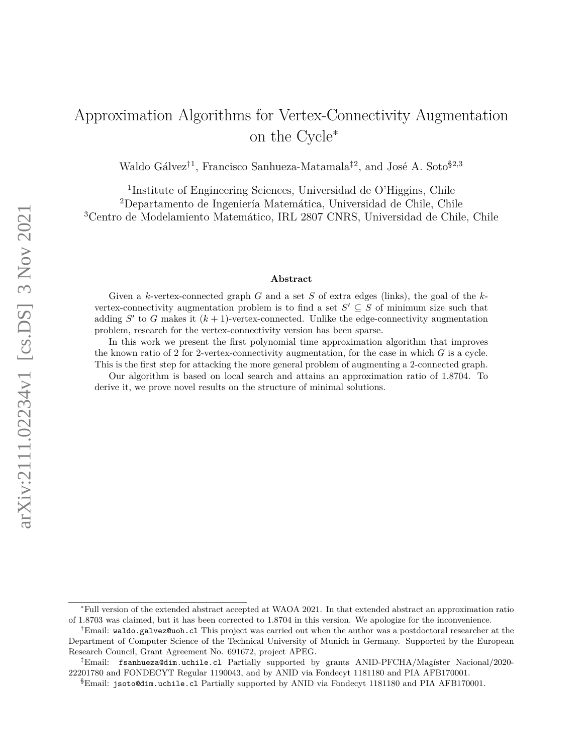# Approximation Algorithms for Vertex-Connectivity Augmentation on the Cycle*

Waldo Gálvez[†1], Francisco Sanhueza-Matamala[‡2], and José A. Soto[§2,3]

[1]Institute of Engineering Sciences, Universidad de O'Higgins, Chile
[2]Departamento de Ingeniería Matemática, Universidad de Chile, Chile
[3]Centro de Modelamiento Matemático, IRL 2807 CNRS, Universidad de Chile, Chile

### Abstract

Given a $k$-vertex-connected graph $G$ and a set $S$ of extra edges (links), the goal of the $k$-vertex-connectivity augmentation problem is to find a set $S' \subseteq S$ of minimum size such that adding $S'$ to $G$ makes it $(k+1)$-vertex-connected. Unlike the edge-connectivity augmentation problem, research for the vertex-connectivity version has been sparse.

In this work we present the first polynomial time approximation algorithm that improves the known ratio of 2 for 2-vertex-connectivity augmentation, for the case in which $G$ is a cycle. This is the first step for attacking the more general problem of augmenting a 2-connected graph.

Our algorithm is based on local search and attains an approximation ratio of 1.8704. To derive it, we prove novel results on the structure of minimal solutions.

---

*Full version of the extended abstract accepted at WAOA 2021. In that extended abstract an approximation ratio of 1.8703 was claimed, but it has been corrected to 1.8704 in this version. We apologize for the inconvenience.

†Email: waldo.galvez@uoh.cl This project was carried out when the author was a postdoctoral researcher at the Department of Computer Science of the Technical University of Munich in Germany. Supported by the European Research Council, Grant Agreement No. 691672, project APEG.

‡Email: fsanhueza@dim.uchile.cl Partially supported by grants ANID-PFCHA/Magíster Nacional/2020-22201780 and FONDECYT Regular 1190043, and by ANID via Fondecyt 1181180 and PIA AFB170001.

§Email: jsoto@dim.uchile.cl Partially supported by ANID via Fondecyt 1181180 and PIA AFB170001.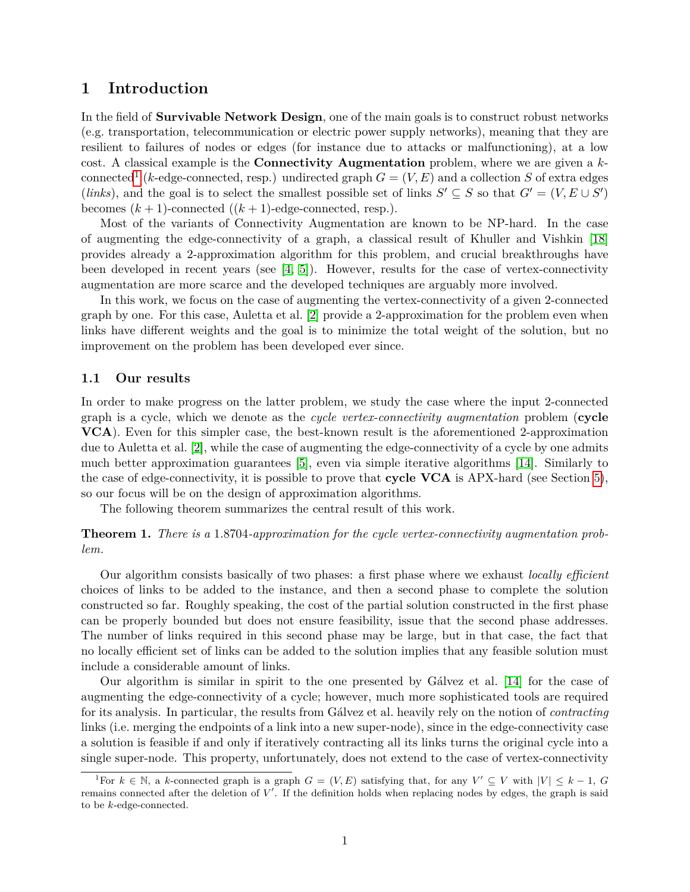# 1 Introduction

In the field of **Survivable Network Design**, one of the main goals is to construct robust networks (e.g. transportation, telecommunication or electric power supply networks), meaning that they are resilient to failures of nodes or edges (for instance due to attacks or malfunctioning), at a low cost. A classical example is the **Connectivity Augmentation** problem, where we are given a $k$-connected[1] ($k$-edge-connected, resp.) undirected graph $G = (V, E)$ and a collection $S$ of extra edges (*links*), and the goal is to select the smallest possible set of links $S' \subseteq S$ so that $G' = (V, E \cup S')$ becomes $(k+1)$-connected ($(k+1)$-edge-connected, resp.).

Most of the variants of Connectivity Augmentation are known to be NP-hard. In the case of augmenting the edge-connectivity of a graph, a classical result of Khuller and Vishkin [18] provides already a 2-approximation algorithm for this problem, and crucial breakthroughs have been developed in recent years (see [4, 5]). However, results for the case of vertex-connectivity augmentation are more scarce and the developed techniques are arguably more involved.

In this work, we focus on the case of augmenting the vertex-connectivity of a given 2-connected graph by one. For this case, Auletta et al. [2] provide a 2-approximation for the problem even when links have different weights and the goal is to minimize the total weight of the solution, but no improvement on the problem has been developed ever since.

## 1.1 Our results

In order to make progress on the latter problem, we study the case where the input 2-connected graph is a cycle, which we denote as the *cycle vertex-connectivity augmentation* problem (**cycle VCA**). Even for this simpler case, the best-known result is the aforementioned 2-approximation due to Auletta et al. [2], while the case of augmenting the edge-connectivity of a cycle by one admits much better approximation guarantees [5], even via simple iterative algorithms [14]. Similarly to the case of edge-connectivity, it is possible to prove that **cycle VCA** is APX-hard (see Section 5), so our focus will be on the design of approximation algorithms.

The following theorem summarizes the central result of this work.

**Theorem 1.** *There is a* 1.8704*-approximation for the cycle vertex-connectivity augmentation problem.*

Our algorithm consists basically of two phases: a first phase where we exhaust *locally efficient* choices of links to be added to the instance, and then a second phase to complete the solution constructed so far. Roughly speaking, the cost of the partial solution constructed in the first phase can be properly bounded but does not ensure feasibility, issue that the second phase addresses. The number of links required in this second phase may be large, but in that case, the fact that no locally efficient set of links can be added to the solution implies that any feasible solution must include a considerable amount of links.

Our algorithm is similar in spirit to the one presented by Gálvez et al. [14] for the case of augmenting the edge-connectivity of a cycle; however, much more sophisticated tools are required for its analysis. In particular, the results from Gálvez et al. heavily rely on the notion of *contracting* links (i.e. merging the endpoints of a link into a new super-node), since in the edge-connectivity case a solution is feasible if and only if iteratively contracting all its links turns the original cycle into a single super-node. This property, unfortunately, does not extend to the case of vertex-connectivity

[1] For $k \in \mathbb{N}$, a $k$-connected graph is a graph $G = (V, E)$ satisfying that, for any $V' \subseteq V$ with $|V| \leq k - 1$, $G$ remains connected after the deletion of $V'$. If the definition holds when replacing nodes by edges, the graph is said to be $k$-edge-connected.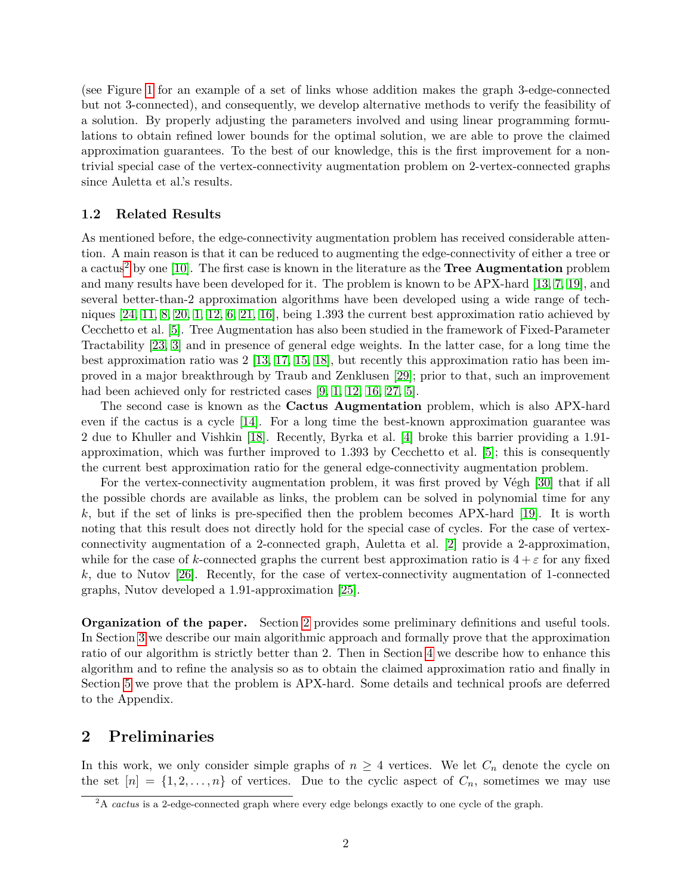(see Figure 1 for an example of a set of links whose addition makes the graph 3-edge-connected but not 3-connected), and consequently, we develop alternative methods to verify the feasibility of a solution. By properly adjusting the parameters involved and using linear programming formulations to obtain refined lower bounds for the optimal solution, we are able to prove the claimed approximation guarantees. To the best of our knowledge, this is the first improvement for a non-trivial special case of the vertex-connectivity augmentation problem on 2-vertex-connected graphs since Auletta et al.'s results.

### 1.2 Related Results

As mentioned before, the edge-connectivity augmentation problem has received considerable attention. A main reason is that it can be reduced to augmenting the edge-connectivity of either a tree or a cactus[2] by one [10]. The first case is known in the literature as the **Tree Augmentation** problem and many results have been developed for it. The problem is known to be APX-hard [13, 7, 19], and several better-than-2 approximation algorithms have been developed using a wide range of techniques [24, 11, 8, 20, 1, 12, 6, 21, 16], being 1.393 the current best approximation ratio achieved by Cecchetto et al. [5]. Tree Augmentation has also been studied in the framework of Fixed-Parameter Tractability [23, 3] and in presence of general edge weights. In the latter case, for a long time the best approximation ratio was 2 [13, 17, 15, 18], but recently this approximation ratio has been improved in a major breakthrough by Traub and Zenklusen [29]; prior to that, such an improvement had been achieved only for restricted cases [9, 1, 12, 16, 27, 5].

The second case is known as the **Cactus Augmentation** problem, which is also APX-hard even if the cactus is a cycle [14]. For a long time the best-known approximation guarantee was 2 due to Khuller and Vishkin [18]. Recently, Byrka et al. [4] broke this barrier providing a 1.91-approximation, which was further improved to 1.393 by Cecchetto et al. [5]; this is consequently the current best approximation ratio for the general edge-connectivity augmentation problem.

For the vertex-connectivity augmentation problem, it was first proved by Végh [30] that if all the possible chords are available as links, the problem can be solved in polynomial time for any $k$, but if the set of links is pre-specified then the problem becomes APX-hard [19]. It is worth noting that this result does not directly hold for the special case of cycles. For the case of vertex-connectivity augmentation of a 2-connected graph, Auletta et al. [2] provide a 2-approximation, while for the case of $k$-connected graphs the current best approximation ratio is $4 + \varepsilon$ for any fixed $k$, due to Nutov [26]. Recently, for the case of vertex-connectivity augmentation of 1-connected graphs, Nutov developed a 1.91-approximation [25].

**Organization of the paper.** Section 2 provides some preliminary definitions and useful tools. In Section 3 we describe our main algorithmic approach and formally prove that the approximation ratio of our algorithm is strictly better than 2. Then in Section 4 we describe how to enhance this algorithm and to refine the analysis so as to obtain the claimed approximation ratio and finally in Section 5 we prove that the problem is APX-hard. Some details and technical proofs are deferred to the Appendix.

## 2 Preliminaries

In this work, we only consider simple graphs of $n \geq 4$ vertices. We let $C_n$ denote the cycle on the set $[n] = \{1, 2, \ldots, n\}$ of vertices. Due to the cyclic aspect of $C_n$, sometimes we may use

[2] A *cactus* is a 2-edge-connected graph where every edge belongs exactly to one cycle of the graph.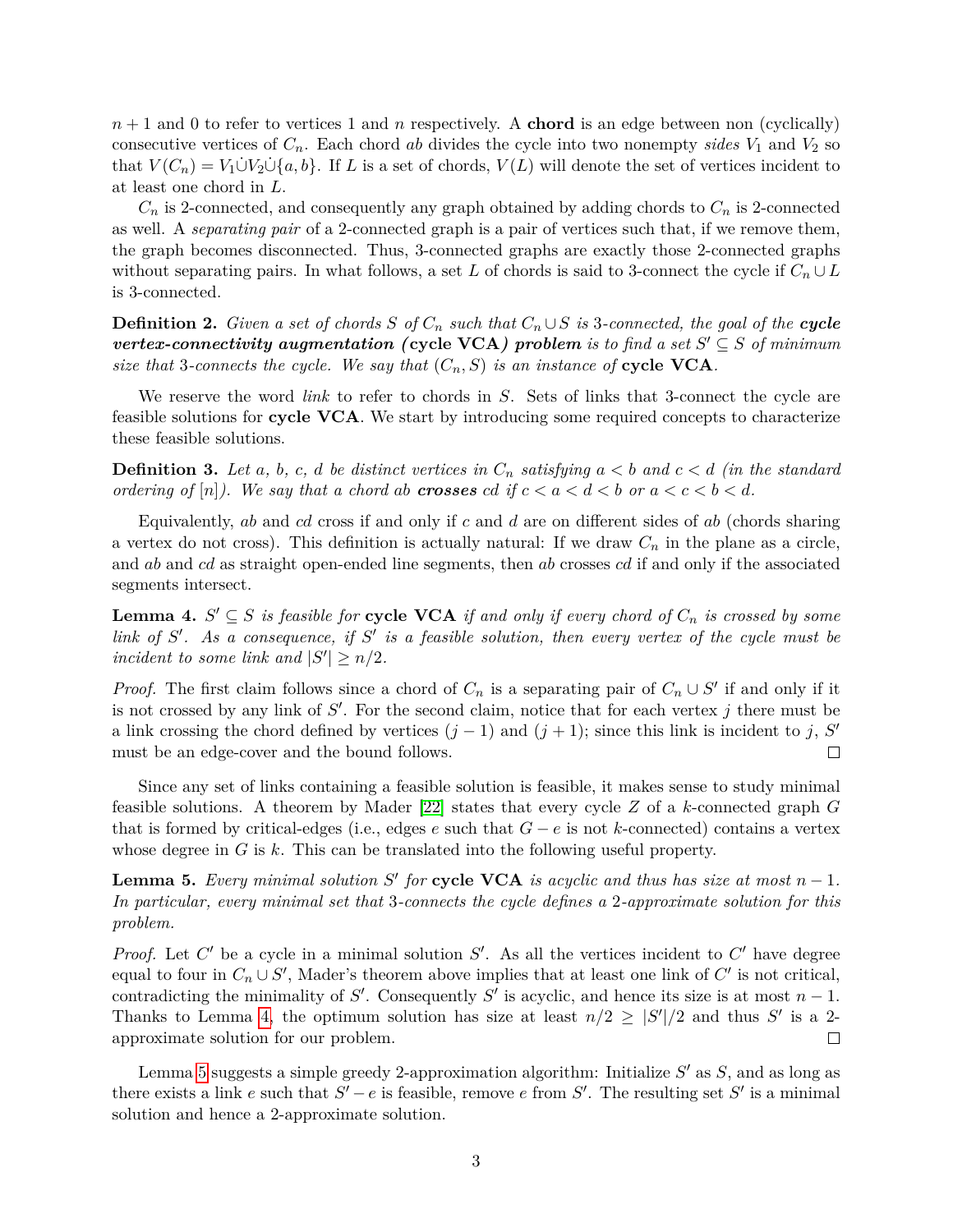$n + 1$ and $0$ to refer to vertices $1$ and $n$ respectively. A **chord** is an edge between non (cyclically) consecutive vertices of $C_n$. Each chord $ab$ divides the cycle into two nonempty *sides* $V_1$ and $V_2$ so that $V(C_n) = V_1 \dot{\cup} V_2 \dot{\cup} \{a, b\}$. If $L$ is a set of chords, $V(L)$ will denote the set of vertices incident to at least one chord in $L$.

$C_n$ is 2-connected, and consequently any graph obtained by adding chords to $C_n$ is 2-connected as well. A *separating pair* of a 2-connected graph is a pair of vertices such that, if we remove them, the graph becomes disconnected. Thus, 3-connected graphs are exactly those 2-connected graphs without separating pairs. In what follows, a set $L$ of chords is said to 3-connect the cycle if $C_n \cup L$ is 3-connected.

**Definition 2.** *Given a set of chords $S$ of $C_n$ such that $C_n \cup S$ is 3-connected, the goal of the* ***cycle vertex-connectivity augmentation*** *(**cycle VCA**) **problem** is to find a set $S' \subseteq S$ of minimum size that 3-connects the cycle. We say that $(C_n, S)$ is an instance of* **cycle VCA**.

We reserve the word *link* to refer to chords in $S$. Sets of links that 3-connect the cycle are feasible solutions for **cycle VCA**. We start by introducing some required concepts to characterize these feasible solutions.

**Definition 3.** *Let $a$, $b$, $c$, $d$ be distinct vertices in $C_n$ satisfying $a < b$ and $c < d$ (in the standard ordering of $[n]$). We say that a chord $ab$ **crosses** $cd$ if $c < a < d < b$ or $a < c < b < d$.*

Equivalently, $ab$ and $cd$ cross if and only if $c$ and $d$ are on different sides of $ab$ (chords sharing a vertex do not cross). This definition is actually natural: If we draw $C_n$ in the plane as a circle, and $ab$ and $cd$ as straight open-ended line segments, then $ab$ crosses $cd$ if and only if the associated segments intersect.

**Lemma 4.** *$S' \subseteq S$ is feasible for **cycle VCA** if and only if every chord of $C_n$ is crossed by some link of $S'$. As a consequence, if $S'$ is a feasible solution, then every vertex of the cycle must be incident to some link and $|S'| \geq n/2$.*

*Proof.* The first claim follows since a chord of $C_n$ is a separating pair of $C_n \cup S'$ if and only if it is not crossed by any link of $S'$. For the second claim, notice that for each vertex $j$ there must be a link crossing the chord defined by vertices $(j - 1)$ and $(j + 1)$; since this link is incident to $j$, $S'$ must be an edge-cover and the bound follows. ◻

Since any set of links containing a feasible solution is feasible, it makes sense to study minimal feasible solutions. A theorem by Mader [22] states that every cycle $Z$ of a $k$-connected graph $G$ that is formed by critical-edges (i.e., edges $e$ such that $G - e$ is not $k$-connected) contains a vertex whose degree in $G$ is $k$. This can be translated into the following useful property.

**Lemma 5.** *Every minimal solution $S'$ for **cycle VCA** is acyclic and thus has size at most $n - 1$. In particular, every minimal set that 3-connects the cycle defines a 2-approximate solution for this problem.*

*Proof.* Let $C'$ be a cycle in a minimal solution $S'$. As all the vertices incident to $C'$ have degree equal to four in $C_n \cup S'$, Mader's theorem above implies that at least one link of $C'$ is not critical, contradicting the minimality of $S'$. Consequently $S'$ is acyclic, and hence its size is at most $n - 1$. Thanks to Lemma 4, the optimum solution has size at least $n/2 \geq |S'|/2$ and thus $S'$ is a 2-approximate solution for our problem. ◻

Lemma 5 suggests a simple greedy 2-approximation algorithm: Initialize $S'$ as $S$, and as long as there exists a link $e$ such that $S' - e$ is feasible, remove $e$ from $S'$. The resulting set $S'$ is a minimal solution and hence a 2-approximate solution.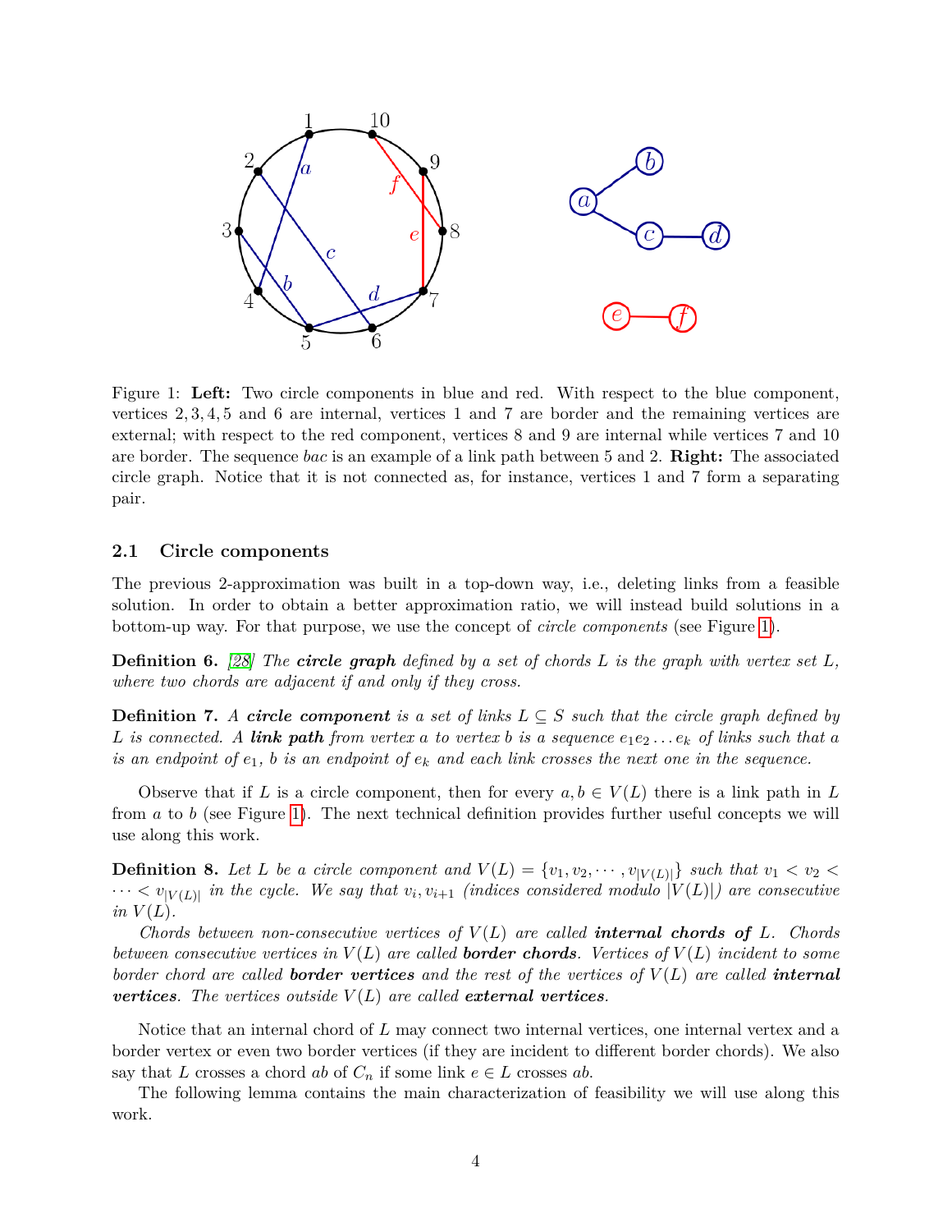Figure 1: **Left:** Two circle components in blue and red. With respect to the blue component, vertices 2, 3, 4, 5 and 6 are internal, vertices 1 and 7 are border and the remaining vertices are external; with respect to the red component, vertices 8 and 9 are internal while vertices 7 and 10 are border. The sequence *bac* is an example of a link path between 5 and 2. **Right:** The associated circle graph. Notice that it is not connected as, for instance, vertices 1 and 7 form a separating pair.

### 2.1 Circle components

The previous 2-approximation was built in a top-down way, i.e., deleting links from a feasible solution. In order to obtain a better approximation ratio, we will instead build solutions in a bottom-up way. For that purpose, we use the concept of *circle components* (see Figure 1).

**Definition 6.** *[28] The **circle graph** defined by a set of chords $L$ is the graph with vertex set $L$, where two chords are adjacent if and only if they cross.*

**Definition 7.** *A **circle component** is a set of links $L \subseteq S$ such that the circle graph defined by $L$ is connected. A **link path** from vertex $a$ to vertex $b$ is a sequence $e_1e_2\ldots e_k$ of links such that $a$ is an endpoint of $e_1$, $b$ is an endpoint of $e_k$ and each link crosses the next one in the sequence.*

Observe that if $L$ is a circle component, then for every $a, b \in V(L)$ there is a link path in $L$ from $a$ to $b$ (see Figure 1). The next technical definition provides further useful concepts we will use along this work.

**Definition 8.** *Let $L$ be a circle component and $V(L) = \{v_1, v_2, \cdots, v_{|V(L)|}\}$ such that $v_1 < v_2 < \cdots < v_{|V(L)|}$ in the cycle. We say that $v_i, v_{i+1}$ (indices considered modulo $|V(L)|$) are consecutive in $V(L)$.*

*Chords between non-consecutive vertices of $V(L)$ are called **internal chords of** $L$. Chords between consecutive vertices in $V(L)$ are called **border chords**. Vertices of $V(L)$ incident to some border chord are called **border vertices** and the rest of the vertices of $V(L)$ are called **internal vertices**. The vertices outside $V(L)$ are called **external vertices**.*

Notice that an internal chord of $L$ may connect two internal vertices, one internal vertex and a border vertex or even two border vertices (if they are incident to different border chords). We also say that $L$ crosses a chord $ab$ of $C_n$ if some link $e \in L$ crosses $ab$.

The following lemma contains the main characterization of feasibility we will use along this work.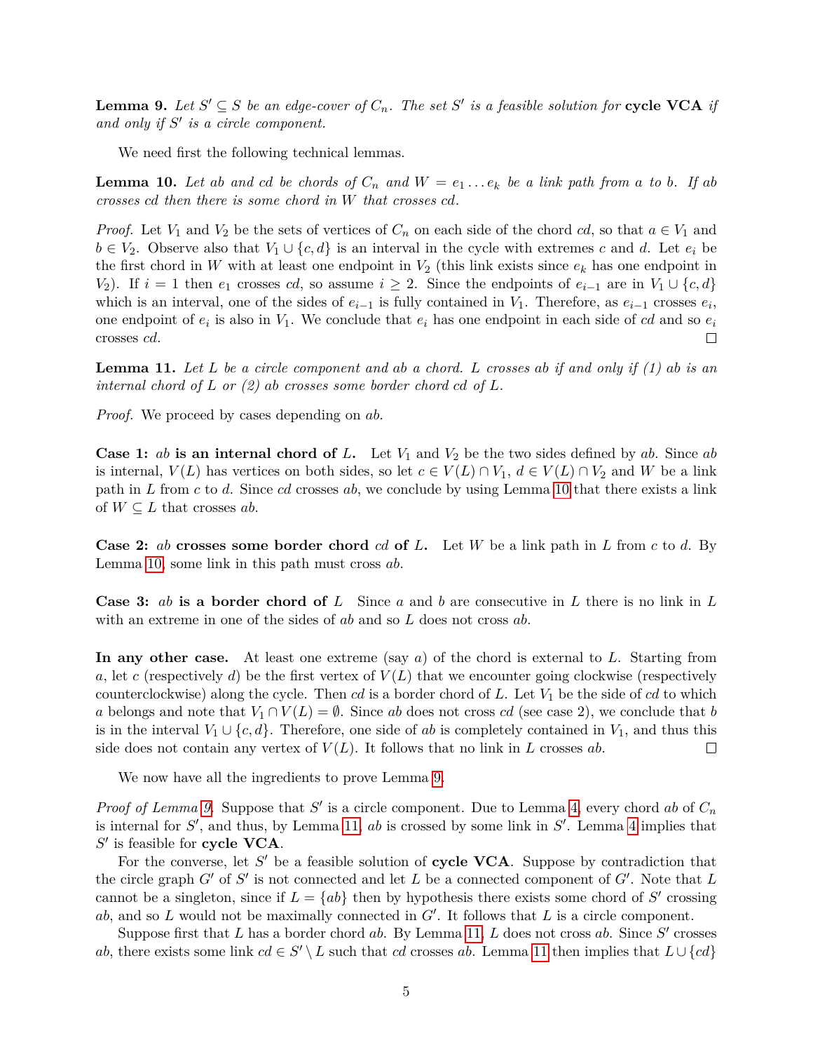**Lemma 9.** *Let $S' \subseteq S$ be an edge-cover of $C_n$. The set $S'$ is a feasible solution for* **cycle VCA** *if and only if $S'$ is a circle component.*

We need first the following technical lemmas.

**Lemma 10.** *Let $ab$ and $cd$ be chords of $C_n$ and $W = e_1 \dots e_k$ be a link path from $a$ to $b$. If $ab$ crosses $cd$ then there is some chord in $W$ that crosses $cd$.*

*Proof.* Let $V_1$ and $V_2$ be the sets of vertices of $C_n$ on each side of the chord $cd$, so that $a \in V_1$ and $b \in V_2$. Observe also that $V_1 \cup \{c, d\}$ is an interval in the cycle with extremes $c$ and $d$. Let $e_i$ be the first chord in $W$ with at least one endpoint in $V_2$ (this link exists since $e_k$ has one endpoint in $V_2$). If $i = 1$ then $e_1$ crosses $cd$, so assume $i \geq 2$. Since the endpoints of $e_{i-1}$ are in $V_1 \cup \{c, d\}$ which is an interval, one of the sides of $e_{i-1}$ is fully contained in $V_1$. Therefore, as $e_{i-1}$ crosses $e_i$, one endpoint of $e_i$ is also in $V_1$. We conclude that $e_i$ has one endpoint in each side of $cd$ and so $e_i$ crosses $cd$. ◻

**Lemma 11.** *Let $L$ be a circle component and $ab$ a chord. $L$ crosses $ab$ if and only if (1) $ab$ is an internal chord of $L$ or (2) $ab$ crosses some border chord $cd$ of $L$.*

*Proof.* We proceed by cases depending on $ab$.

**Case 1: $ab$ is an internal chord of $L$.** Let $V_1$ and $V_2$ be the two sides defined by $ab$. Since $ab$ is internal, $V(L)$ has vertices on both sides, so let $c \in V(L) \cap V_1$, $d \in V(L) \cap V_2$ and $W$ be a link path in $L$ from $c$ to $d$. Since $cd$ crosses $ab$, we conclude by using Lemma 10 that there exists a link of $W \subseteq L$ that crosses $ab$.

**Case 2: $ab$ crosses some border chord $cd$ of $L$.** Let $W$ be a link path in $L$ from $c$ to $d$. By Lemma 10, some link in this path must cross $ab$.

**Case 3: $ab$ is a border chord of $L$** Since $a$ and $b$ are consecutive in $L$ there is no link in $L$ with an extreme in one of the sides of $ab$ and so $L$ does not cross $ab$.

**In any other case.** At least one extreme (say $a$) of the chord is external to $L$. Starting from $a$, let $c$ (respectively $d$) be the first vertex of $V(L)$ that we encounter going clockwise (respectively counterclockwise) along the cycle. Then $cd$ is a border chord of $L$. Let $V_1$ be the side of $cd$ to which $a$ belongs and note that $V_1 \cap V(L) = \emptyset$. Since $ab$ does not cross $cd$ (see case 2), we conclude that $b$ is in the interval $V_1 \cup \{c, d\}$. Therefore, one side of $ab$ is completely contained in $V_1$, and thus this side does not contain any vertex of $V(L)$. It follows that no link in $L$ crosses $ab$. ◻

We now have all the ingredients to prove Lemma 9.

*Proof of Lemma 9.* Suppose that $S'$ is a circle component. Due to Lemma 4, every chord $ab$ of $C_n$ is internal for $S'$, and thus, by Lemma 11, $ab$ is crossed by some link in $S'$. Lemma 4 implies that $S'$ is feasible for **cycle VCA**.

For the converse, let $S'$ be a feasible solution of **cycle VCA**. Suppose by contradiction that the circle graph $G'$ of $S'$ is not connected and let $L$ be a connected component of $G'$. Note that $L$ cannot be a singleton, since if $L = \{ab\}$ then by hypothesis there exists some chord of $S'$ crossing $ab$, and so $L$ would not be maximally connected in $G'$. It follows that $L$ is a circle component.

Suppose first that $L$ has a border chord $ab$. By Lemma 11, $L$ does not cross $ab$. Since $S'$ crosses $ab$, there exists some link $cd \in S' \setminus L$ such that $cd$ crosses $ab$. Lemma 11 then implies that $L \cup \{cd\}$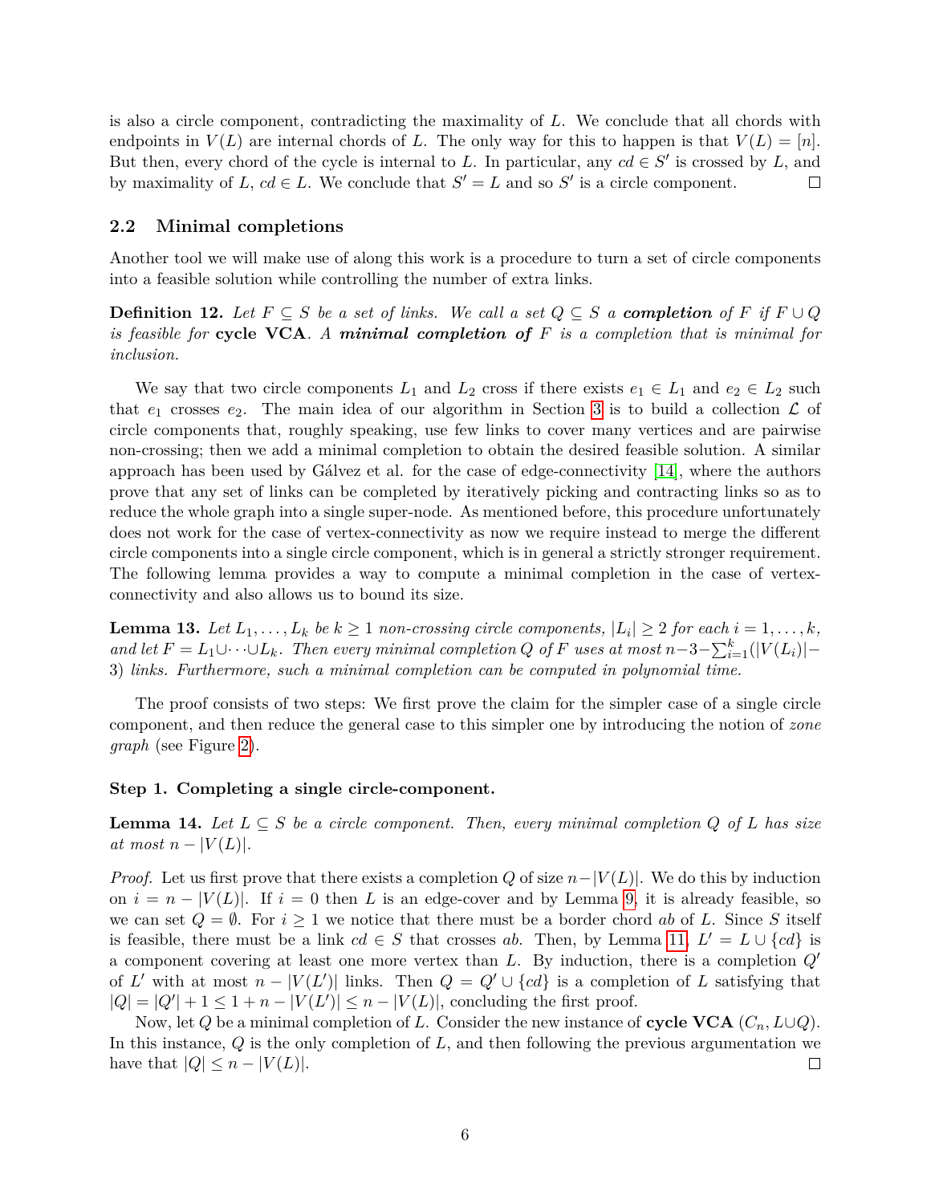is also a circle component, contradicting the maximality of $L$. We conclude that all chords with endpoints in $V(L)$ are internal chords of $L$. The only way for this to happen is that $V(L) = [n]$. But then, every chord of the cycle is internal to $L$. In particular, any $cd \in S'$ is crossed by $L$, and by maximality of $L$, $cd \in L$. We conclude that $S' = L$ and so $S'$ is a circle component. $\square$

### 2.2 Minimal completions

Another tool we will make use of along this work is a procedure to turn a set of circle components into a feasible solution while controlling the number of extra links.

**Definition 12.** *Let $F \subseteq S$ be a set of links. We call a set $Q \subseteq S$ a* ***completion*** *of $F$ if $F \cup Q$ is feasible for* **cycle VCA**. *A* ***minimal completion of*** *$F$ is a completion that is minimal for inclusion.*

We say that two circle components $L_1$ and $L_2$ cross if there exists $e_1 \in L_1$ and $e_2 \in L_2$ such that $e_1$ crosses $e_2$. The main idea of our algorithm in Section 3 is to build a collection $\mathcal{L}$ of circle components that, roughly speaking, use few links to cover many vertices and are pairwise non-crossing; then we add a minimal completion to obtain the desired feasible solution. A similar approach has been used by Gálvez et al. for the case of edge-connectivity [14], where the authors prove that any set of links can be completed by iteratively picking and contracting links so as to reduce the whole graph into a single super-node. As mentioned before, this procedure unfortunately does not work for the case of vertex-connectivity as now we require instead to merge the different circle components into a single circle component, which is in general a strictly stronger requirement. The following lemma provides a way to compute a minimal completion in the case of vertex-connectivity and also allows us to bound its size.

**Lemma 13.** *Let $L_1, \dots, L_k$ be $k \geq 1$ non-crossing circle components, $|L_i| \geq 2$ for each $i = 1, \dots, k$, and let $F = L_1 \cup \dots \cup L_k$. Then every minimal completion $Q$ of $F$ uses at most $n - 3 - \sum_{i=1}^{k}(|V(L_i)| - 3)$ links. Furthermore, such a minimal completion can be computed in polynomial time.*

The proof consists of two steps: We first prove the claim for the simpler case of a single circle component, and then reduce the general case to this simpler one by introducing the notion of *zone graph* (see Figure 2).

**Step 1. Completing a single circle-component.**

**Lemma 14.** *Let $L \subseteq S$ be a circle component. Then, every minimal completion $Q$ of $L$ has size at most $n - |V(L)|$.*

*Proof.* Let us first prove that there exists a completion $Q$ of size $n - |V(L)|$. We do this by induction on $i = n - |V(L)|$. If $i = 0$ then $L$ is an edge-cover and by Lemma 9, it is already feasible, so we can set $Q = \emptyset$. For $i \geq 1$ we notice that there must be a border chord $ab$ of $L$. Since $S$ itself is feasible, there must be a link $cd \in S$ that crosses $ab$. Then, by Lemma 11, $L' = L \cup \{cd\}$ is a component covering at least one more vertex than $L$. By induction, there is a completion $Q'$ of $L'$ with at most $n - |V(L')|$ links. Then $Q = Q' \cup \{cd\}$ is a completion of $L$ satisfying that $|Q| = |Q'| + 1 \leq 1 + n - |V(L')| \leq n - |V(L)|$, concluding the first proof.

Now, let $Q$ be a minimal completion of $L$. Consider the new instance of **cycle VCA** $(C_n, L \cup Q)$. In this instance, $Q$ is the only completion of $L$, and then following the previous argumentation we have that $|Q| \leq n - |V(L)|$. $\square$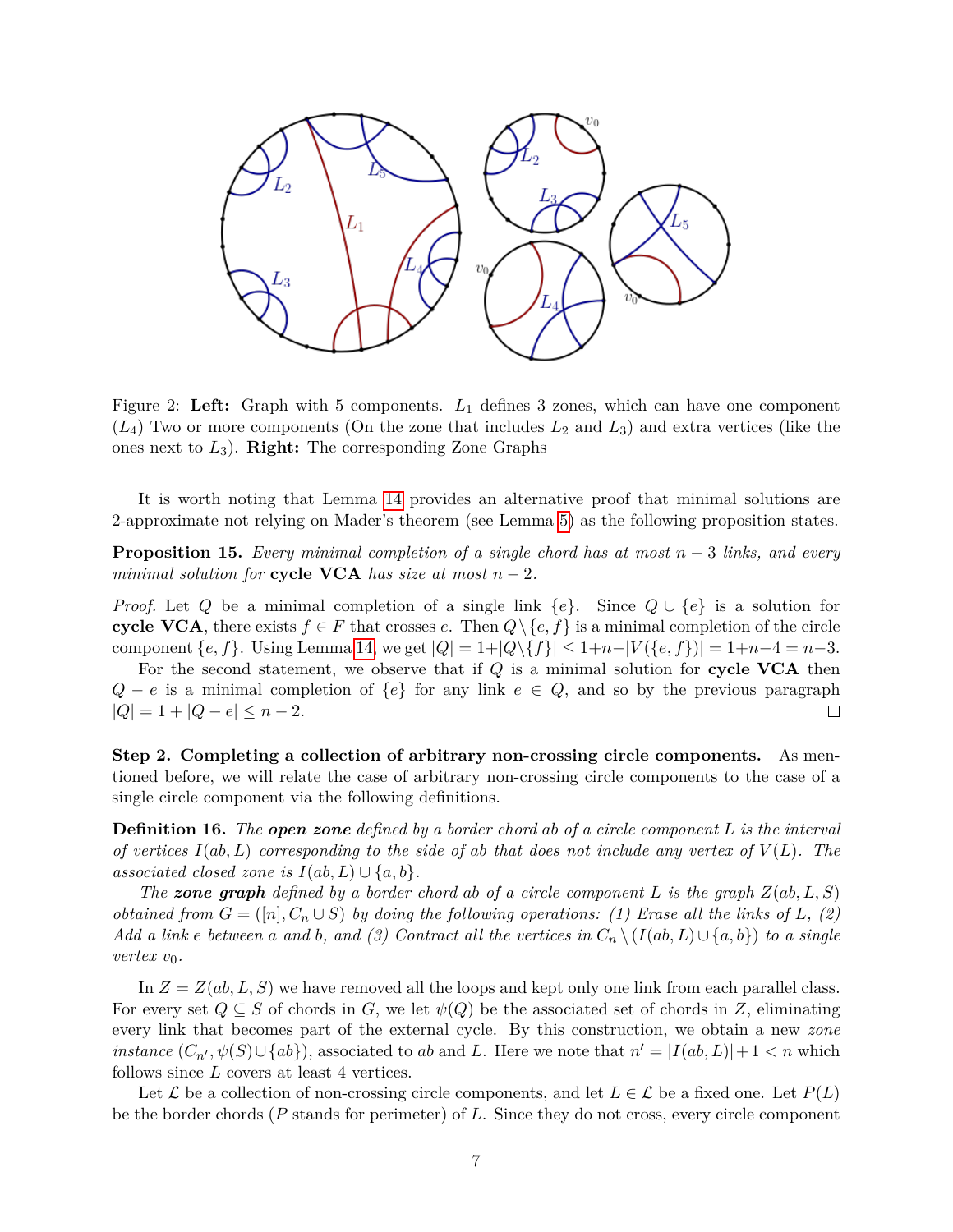Figure 2: **Left:** Graph with 5 components. $L_1$ defines 3 zones, which can have one component ($L_4$) Two or more components (On the zone that includes $L_2$ and $L_3$) and extra vertices (like the ones next to $L_3$). **Right:** The corresponding Zone Graphs

It is worth noting that Lemma 14 provides an alternative proof that minimal solutions are 2-approximate not relying on Mader's theorem (see Lemma 5) as the following proposition states.

**Proposition 15.** *Every minimal completion of a single chord has at most $n-3$ links, and every minimal solution for* **cycle VCA** *has size at most $n-2$.*

*Proof.* Let $Q$ be a minimal completion of a single link $\{e\}$. Since $Q \cup \{e\}$ is a solution for **cycle VCA**, there exists $f \in F$ that crosses $e$. Then $Q \setminus \{e, f\}$ is a minimal completion of the circle component $\{e, f\}$. Using Lemma 14, we get $|Q| = 1 + |Q \setminus \{f\}| \leq 1 + n - |V(\{e, f\})| = 1 + n - 4 = n - 3$.

For the second statement, we observe that if $Q$ is a minimal solution for **cycle VCA** then $Q - e$ is a minimal completion of $\{e\}$ for any link $e \in Q$, and so by the previous paragraph $|Q| = 1 + |Q - e| \leq n - 2$. □

**Step 2. Completing a collection of arbitrary non-crossing circle components.** As mentioned before, we will relate the case of arbitrary non-crossing circle components to the case of a single circle component via the following definitions.

**Definition 16.** *The* ***open zone*** *defined by a border chord $ab$ of a circle component $L$ is the interval of vertices $I(ab, L)$ corresponding to the side of $ab$ that does not include any vertex of $V(L)$. The associated closed zone is $I(ab, L) \cup \{a, b\}$.*

*The* ***zone graph*** *defined by a border chord $ab$ of a circle component $L$ is the graph $Z(ab, L, S)$ obtained from $G = ([n], C_n \cup S)$ by doing the following operations: (1) Erase all the links of $L$, (2) Add a link $e$ between $a$ and $b$, and (3) Contract all the vertices in $C_n \setminus (I(ab, L) \cup \{a, b\})$ to a single vertex $v_0$.*

In $Z = Z(ab, L, S)$ we have removed all the loops and kept only one link from each parallel class. For every set $Q \subseteq S$ of chords in $G$, we let $\psi(Q)$ be the associated set of chords in $Z$, eliminating every link that becomes part of the external cycle. By this construction, we obtain a new *zone instance* $(C_{n'}, \psi(S) \cup \{ab\})$, associated to $ab$ and $L$. Here we note that $n' = |I(ab, L)| + 1 < n$ which follows since $L$ covers at least 4 vertices.

Let $\mathcal{L}$ be a collection of non-crossing circle components, and let $L \in \mathcal{L}$ be a fixed one. Let $P(L)$ be the border chords ($P$ stands for perimeter) of $L$. Since they do not cross, every circle component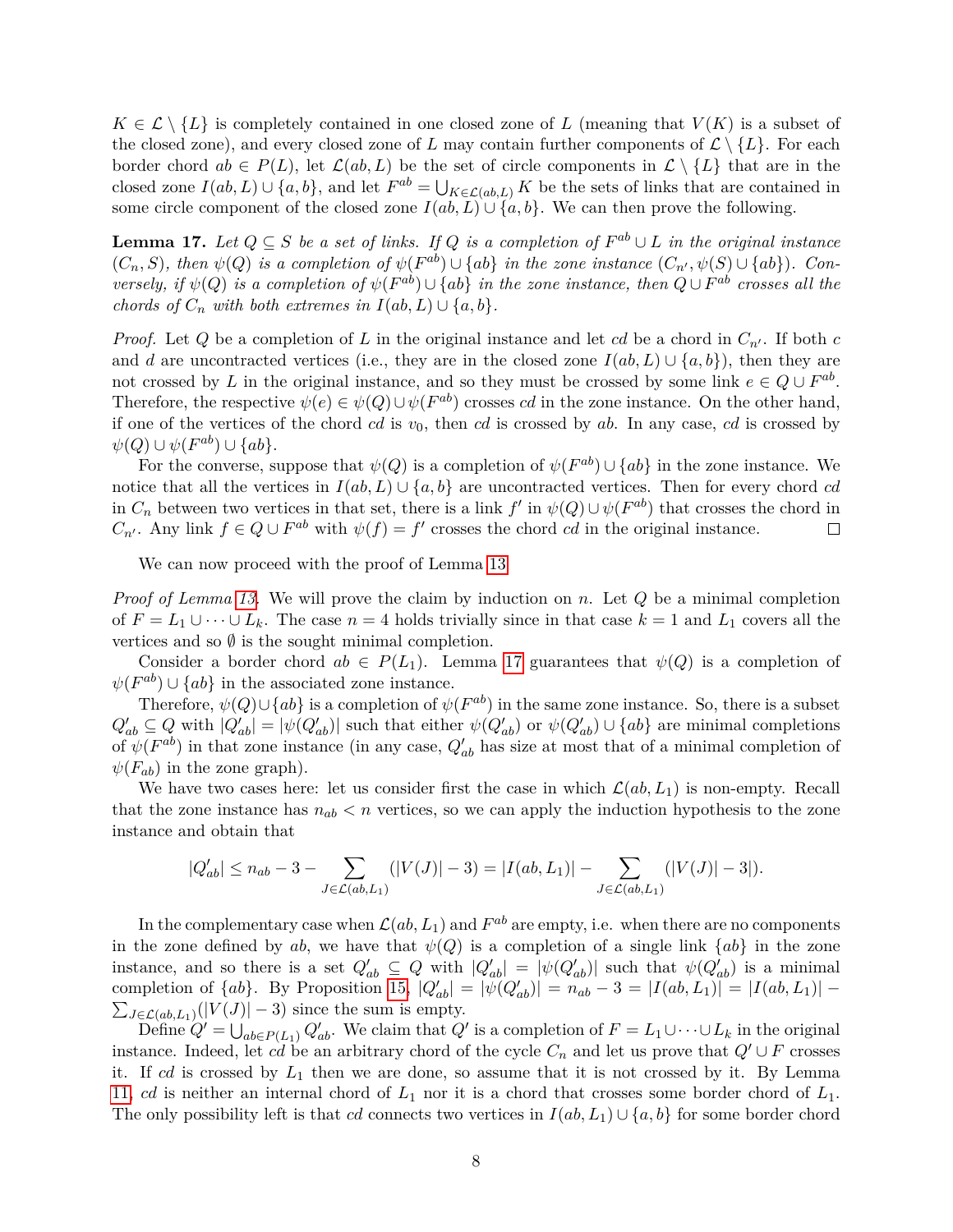$K \in \mathcal{L} \setminus \{L\}$ is completely contained in one closed zone of $L$ (meaning that $V(K)$ is a subset of the closed zone), and every closed zone of $L$ may contain further components of $\mathcal{L} \setminus \{L\}$. For each border chord $ab \in P(L)$, let $\mathcal{L}(ab, L)$ be the set of circle components in $\mathcal{L} \setminus \{L\}$ that are in the closed zone $I(ab, L) \cup \{a, b\}$, and let $F^{ab} = \bigcup_{K \in \mathcal{L}(ab,L)} K$ be the sets of links that are contained in some circle component of the closed zone $I(ab, L) \cup \{a, b\}$. We can then prove the following.

**Lemma 17.** *Let $Q \subseteq S$ be a set of links. If $Q$ is a completion of $F^{ab} \cup L$ in the original instance $(C_n, S)$, then $\psi(Q)$ is a completion of $\psi(F^{ab}) \cup \{ab\}$ in the zone instance $(C_{n'}, \psi(S) \cup \{ab\})$. Conversely, if $\psi(Q)$ is a completion of $\psi(F^{ab}) \cup \{ab\}$ in the zone instance, then $Q \cup F^{ab}$ crosses all the chords of $C_n$ with both extremes in $I(ab, L) \cup \{a, b\}$.*

*Proof.* Let $Q$ be a completion of $L$ in the original instance and let $cd$ be a chord in $C_{n'}$. If both $c$ and $d$ are uncontracted vertices (i.e., they are in the closed zone $I(ab, L) \cup \{a, b\}$), then they are not crossed by $L$ in the original instance, and so they must be crossed by some link $e \in Q \cup F^{ab}$. Therefore, the respective $\psi(e) \in \psi(Q) \cup \psi(F^{ab})$ crosses $cd$ in the zone instance. On the other hand, if one of the vertices of the chord $cd$ is $v_0$, then $cd$ is crossed by $ab$. In any case, $cd$ is crossed by $\psi(Q) \cup \psi(F^{ab}) \cup \{ab\}$.

For the converse, suppose that $\psi(Q)$ is a completion of $\psi(F^{ab}) \cup \{ab\}$ in the zone instance. We notice that all the vertices in $I(ab, L) \cup \{a, b\}$ are uncontracted vertices. Then for every chord $cd$ in $C_n$ between two vertices in that set, there is a link $f'$ in $\psi(Q) \cup \psi(F^{ab})$ that crosses the chord in $C_{n'}$. Any link $f \in Q \cup F^{ab}$ with $\psi(f) = f'$ crosses the chord $cd$ in the original instance. ◻

We can now proceed with the proof of Lemma 13.

*Proof of Lemma 13.* We will prove the claim by induction on $n$. Let $Q$ be a minimal completion of $F = L_1 \cup \cdots \cup L_k$. The case $n = 4$ holds trivially since in that case $k = 1$ and $L_1$ covers all the vertices and so $\emptyset$ is the sought minimal completion.

Consider a border chord $ab \in P(L_1)$. Lemma 17 guarantees that $\psi(Q)$ is a completion of $\psi(F^{ab}) \cup \{ab\}$ in the associated zone instance.

Therefore, $\psi(Q) \cup \{ab\}$ is a completion of $\psi(F^{ab})$ in the same zone instance. So, there is a subset $Q'_{ab} \subseteq Q$ with $|Q'_{ab}| = |\psi(Q'_{ab})|$ such that either $\psi(Q'_{ab})$ or $\psi(Q'_{ab}) \cup \{ab\}$ are minimal completions of $\psi(F^{ab})$ in that zone instance (in any case, $Q'_{ab}$ has size at most that of a minimal completion of $\psi(F_{ab})$ in the zone graph).

We have two cases here: let us consider first the case in which $\mathcal{L}(ab, L_1)$ is non-empty. Recall that the zone instance has $n_{ab} < n$ vertices, so we can apply the induction hypothesis to the zone instance and obtain that

$$|Q'_{ab}| \leq n_{ab} - 3 - \sum_{J \in \mathcal{L}(ab,L_1)} (|V(J)| - 3) = |I(ab, L_1)| - \sum_{J \in \mathcal{L}(ab,L_1)} (|V(J)| - 3|).$$

In the complementary case when $\mathcal{L}(ab, L_1)$ and $F^{ab}$ are empty, i.e. when there are no components in the zone defined by $ab$, we have that $\psi(Q)$ is a completion of a single link $\{ab\}$ in the zone instance, and so there is a set $Q'_{ab} \subseteq Q$ with $|Q'_{ab}| = |\psi(Q'_{ab})|$ such that $\psi(Q'_{ab})$ is a minimal completion of $\{ab\}$. By Proposition 15, $|Q'_{ab}| = |\psi(Q'_{ab})| = n_{ab} - 3 = |I(ab, L_1)| = |I(ab, L_1)| - \sum_{J \in \mathcal{L}(ab,L_1)} (|V(J)| - 3)$ since the sum is empty.

Define $Q' = \bigcup_{ab \in P(L_1)} Q'_{ab}$. We claim that $Q'$ is a completion of $F = L_1 \cup \cdots \cup L_k$ in the original instance. Indeed, let $cd$ be an arbitrary chord of the cycle $C_n$ and let us prove that $Q' \cup F$ crosses it. If $cd$ is crossed by $L_1$ then we are done, so assume that it is not crossed by it. By Lemma 11, $cd$ is neither an internal chord of $L_1$ nor it is a chord that crosses some border chord of $L_1$. The only possibility left is that $cd$ connects two vertices in $I(ab, L_1) \cup \{a, b\}$ for some border chord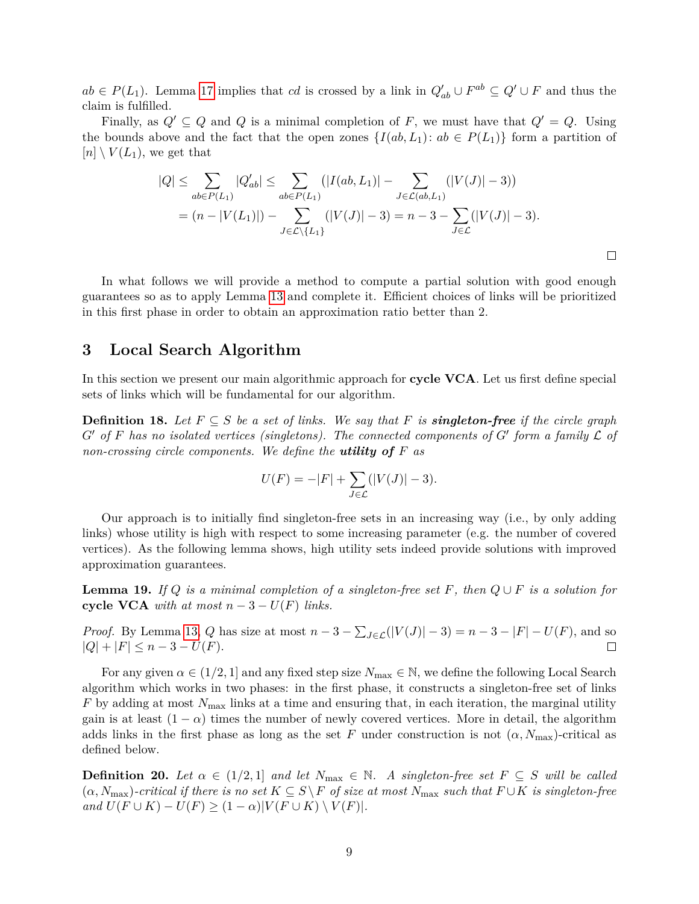$ab \in P(L_1)$. Lemma 17 implies that $cd$ is crossed by a link in $Q'_{ab} \cup F^{ab} \subseteq Q' \cup F$ and thus the claim is fulfilled.

Finally, as $Q' \subseteq Q$ and $Q$ is a minimal completion of $F$, we must have that $Q' = Q$. Using the bounds above and the fact that the open zones $\{I(ab, L_1) \colon ab \in P(L_1)\}$ form a partition of $[n] \setminus V(L_1)$, we get that

$$
\begin{aligned}
|Q| &\leq \sum_{ab \in P(L_1)} |Q'_{ab}| \leq \sum_{ab \in P(L_1)} \Big( |I(ab, L_1)| - \sum_{J \in \mathcal{L}(ab, L_1)} (|V(J)| - 3) \Big) \\
&= (n - |V(L_1)|) - \sum_{J \in \mathcal{L} \setminus \{L_1\}} (|V(J)| - 3) = n - 3 - \sum_{J \in \mathcal{L}} (|V(J)| - 3).
\end{aligned}
$$

$\square$

In what follows we will provide a method to compute a partial solution with good enough guarantees so as to apply Lemma 13 and complete it. Efficient choices of links will be prioritized in this first phase in order to obtain an approximation ratio better than 2.

## 3 Local Search Algorithm

In this section we present our main algorithmic approach for **cycle VCA**. Let us first define special sets of links which will be fundamental for our algorithm.

**Definition 18.** *Let $F \subseteq S$ be a set of links. We say that $F$ is **singleton-free** if the circle graph $G'$ of $F$ has no isolated vertices (singletons). The connected components of $G'$ form a family $\mathcal{L}$ of non-crossing circle components. We define the **utility of** $F$ as*

$$
U(F) = -|F| + \sum_{J \in \mathcal{L}} (|V(J)| - 3).
$$

Our approach is to initially find singleton-free sets in an increasing way (i.e., by only adding links) whose utility is high with respect to some increasing parameter (e.g. the number of covered vertices). As the following lemma shows, high utility sets indeed provide solutions with improved approximation guarantees.

**Lemma 19.** *If $Q$ is a minimal completion of a singleton-free set $F$, then $Q \cup F$ is a solution for **cycle VCA** with at most $n - 3 - U(F)$ links.*

*Proof.* By Lemma 13, $Q$ has size at most $n - 3 - \sum_{J \in \mathcal{L}}(|V(J)| - 3) = n - 3 - |F| - U(F)$, and so $|Q| + |F| \leq n - 3 - U(F)$. $\square$

For any given $\alpha \in (1/2, 1]$ and any fixed step size $N_{\max} \in \mathbb{N}$, we define the following Local Search algorithm which works in two phases: in the first phase, it constructs a singleton-free set of links $F$ by adding at most $N_{\max}$ links at a time and ensuring that, in each iteration, the marginal utility gain is at least $(1 - \alpha)$ times the number of newly covered vertices. More in detail, the algorithm adds links in the first phase as long as the set $F$ under construction is not $(\alpha, N_{\max})$-critical as defined below.

**Definition 20.** *Let $\alpha \in (1/2, 1]$ and let $N_{\max} \in \mathbb{N}$. A singleton-free set $F \subseteq S$ will be called $(\alpha, N_{\max})$-critical if there is no set $K \subseteq S \setminus F$ of size at most $N_{\max}$ such that $F \cup K$ is singleton-free and $U(F \cup K) - U(F) \geq (1 - \alpha)|V(F \cup K) \setminus V(F)|$.*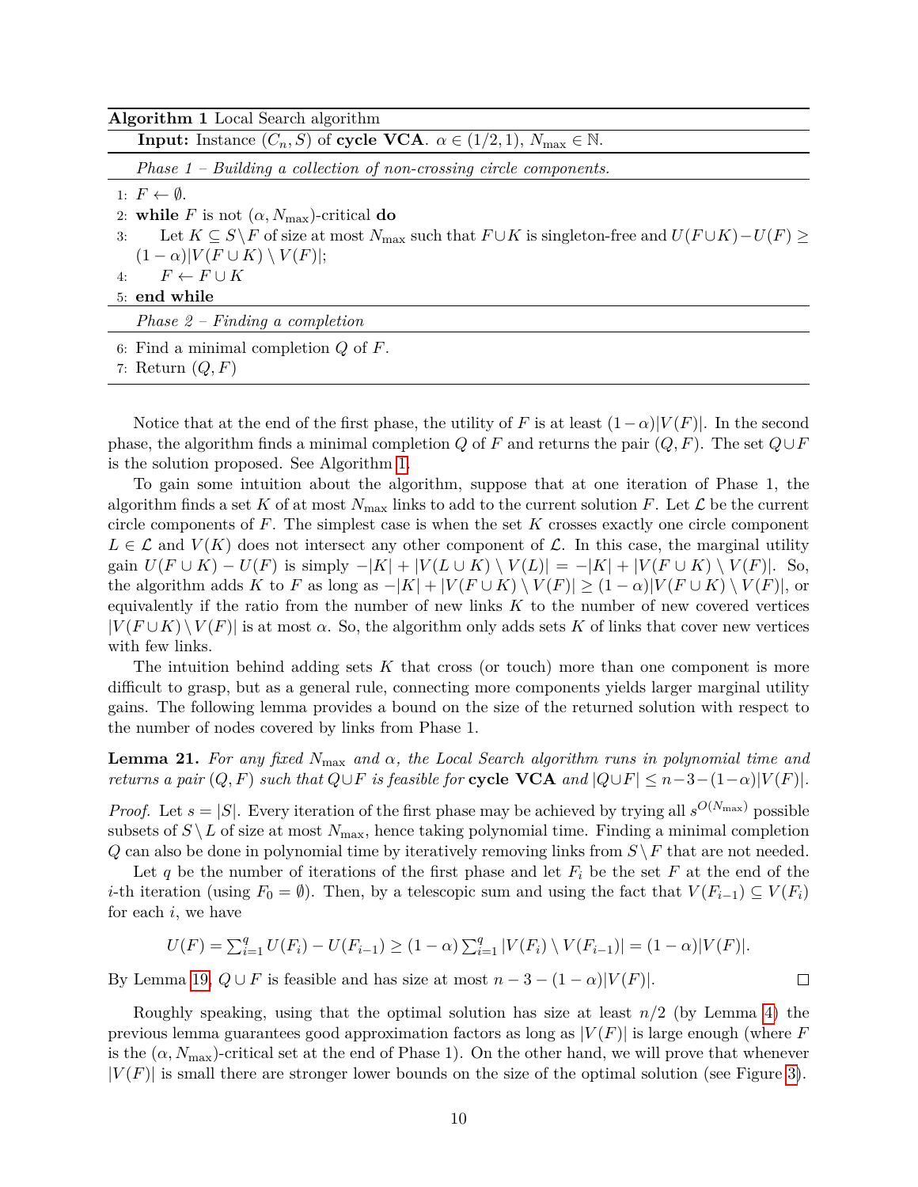**Algorithm 1** Local Search algorithm

**Input:** Instance $(C_n, S)$ of **cycle VCA**. $\alpha \in (1/2, 1)$, $N_{\max} \in \mathbb{N}$.

*Phase 1 – Building a collection of non-crossing circle components.*

1: $F \leftarrow \emptyset$.
2: **while** $F$ is not $(\alpha, N_{\max})$-critical **do**
3: Let $K \subseteq S \setminus F$ of size at most $N_{\max}$ such that $F \cup K$ is singleton-free and $U(F \cup K) - U(F) \geq (1-\alpha)|V(F \cup K) \setminus V(F)|$;
4: $F \leftarrow F \cup K$
5: **end while**

*Phase 2 – Finding a completion*

6: Find a minimal completion $Q$ of $F$.
7: Return $(Q, F)$

Notice that at the end of the first phase, the utility of $F$ is at least $(1-\alpha)|V(F)|$. In the second phase, the algorithm finds a minimal completion $Q$ of $F$ and returns the pair $(Q, F)$. The set $Q \cup F$ is the solution proposed. See Algorithm 1.

To gain some intuition about the algorithm, suppose that at one iteration of Phase 1, the algorithm finds a set $K$ of at most $N_{\max}$ links to add to the current solution $F$. Let $\mathcal{L}$ be the current circle components of $F$. The simplest case is when the set $K$ crosses exactly one circle component $L \in \mathcal{L}$ and $V(K)$ does not intersect any other component of $\mathcal{L}$. In this case, the marginal utility gain $U(F \cup K) - U(F)$ is simply $-|K| + |V(L \cup K) \setminus V(L)| = -|K| + |V(F \cup K) \setminus V(F)|$. So, the algorithm adds $K$ to $F$ as long as $-|K| + |V(F \cup K) \setminus V(F)| \geq (1-\alpha)|V(F \cup K) \setminus V(F)|$, or equivalently if the ratio from the number of new links $K$ to the number of new covered vertices $|V(F \cup K) \setminus V(F)|$ is at most $\alpha$. So, the algorithm only adds sets $K$ of links that cover new vertices with few links.

The intuition behind adding sets $K$ that cross (or touch) more than one component is more difficult to grasp, but as a general rule, connecting more components yields larger marginal utility gains. The following lemma provides a bound on the size of the returned solution with respect to the number of nodes covered by links from Phase 1.

**Lemma 21.** *For any fixed $N_{\max}$ and $\alpha$, the Local Search algorithm runs in polynomial time and returns a pair $(Q, F)$ such that $Q \cup F$ is feasible for* **cycle VCA** *and $|Q \cup F| \leq n - 3 - (1-\alpha)|V(F)|$.*

*Proof.* Let $s = |S|$. Every iteration of the first phase may be achieved by trying all $s^{O(N_{\max})}$ possible subsets of $S \setminus L$ of size at most $N_{\max}$, hence taking polynomial time. Finding a minimal completion $Q$ can also be done in polynomial time by iteratively removing links from $S \setminus F$ that are not needed.

Let $q$ be the number of iterations of the first phase and let $F_i$ be the set $F$ at the end of the $i$-th iteration (using $F_0 = \emptyset$). Then, by a telescopic sum and using the fact that $V(F_{i-1}) \subseteq V(F_i)$ for each $i$, we have

$$U(F) = \textstyle\sum_{i=1}^{q} U(F_i) - U(F_{i-1}) \geq (1-\alpha) \sum_{i=1}^{q} |V(F_i) \setminus V(F_{i-1})| = (1-\alpha)|V(F)|.$$

By Lemma 19, $Q \cup F$ is feasible and has size at most $n - 3 - (1-\alpha)|V(F)|$. $\square$

Roughly speaking, using that the optimal solution has size at least $n/2$ (by Lemma 4) the previous lemma guarantees good approximation factors as long as $|V(F)|$ is large enough (where $F$ is the $(\alpha, N_{\max})$-critical set at the end of Phase 1). On the other hand, we will prove that whenever $|V(F)|$ is small there are stronger lower bounds on the size of the optimal solution (see Figure 3).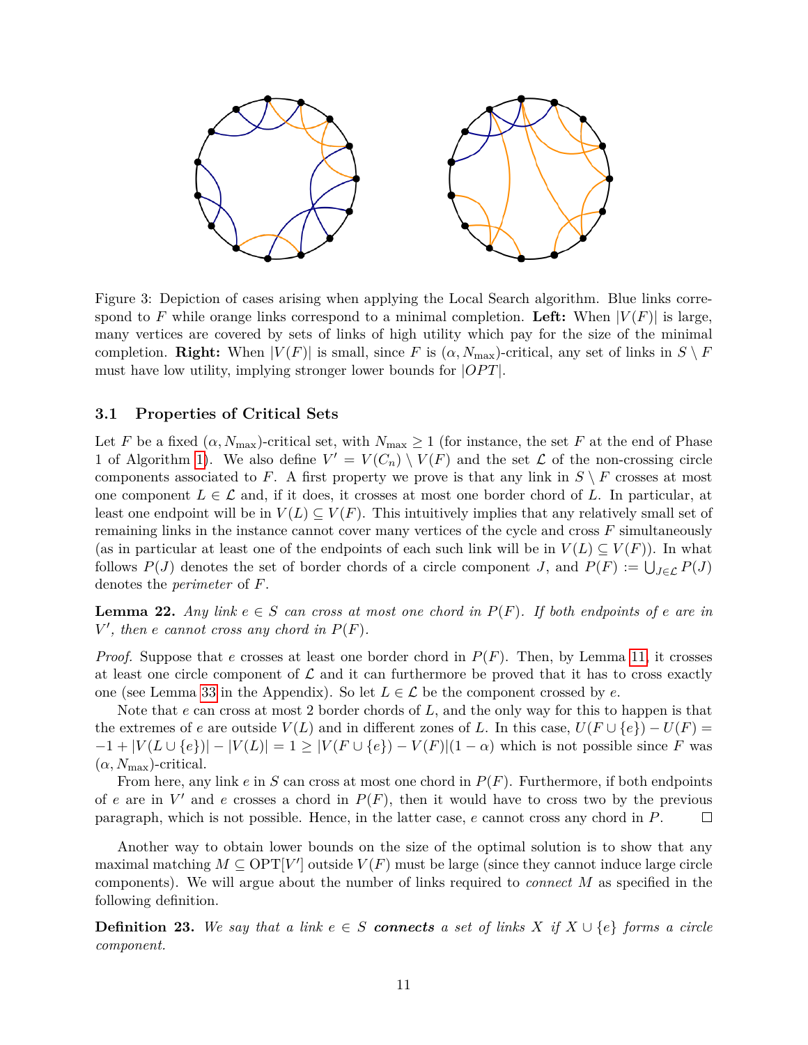Figure 3: Depiction of cases arising when applying the Local Search algorithm. Blue links correspond to $F$ while orange links correspond to a minimal completion. **Left:** When $|V(F)|$ is large, many vertices are covered by sets of links of high utility which pay for the size of the minimal completion. **Right:** When $|V(F)|$ is small, since $F$ is $(\alpha, N_{\max})$-critical, any set of links in $S \setminus F$ must have low utility, implying stronger lower bounds for $|OPT|$.

### 3.1 Properties of Critical Sets

Let $F$ be a fixed $(\alpha, N_{\max})$-critical set, with $N_{\max} \geq 1$ (for instance, the set $F$ at the end of Phase 1 of Algorithm 1). We also define $V' = V(C_n) \setminus V(F)$ and the set $\mathcal{L}$ of the non-crossing circle components associated to $F$. A first property we prove is that any link in $S \setminus F$ crosses at most one component $L \in \mathcal{L}$ and, if it does, it crosses at most one border chord of $L$. In particular, at least one endpoint will be in $V(L) \subseteq V(F)$. This intuitively implies that any relatively small set of remaining links in the instance cannot cover many vertices of the cycle and cross $F$ simultaneously (as in particular at least one of the endpoints of each such link will be in $V(L) \subseteq V(F)$). In what follows $P(J)$ denotes the set of border chords of a circle component $J$, and $P(F) := \bigcup_{J \in \mathcal{L}} P(J)$ denotes the *perimeter* of $F$.

**Lemma 22.** *Any link $e \in S$ can cross at most one chord in $P(F)$. If both endpoints of $e$ are in $V'$, then $e$ cannot cross any chord in $P(F)$.*

*Proof.* Suppose that $e$ crosses at least one border chord in $P(F)$. Then, by Lemma 11, it crosses at least one circle component of $\mathcal{L}$ and it can furthermore be proved that it has to cross exactly one (see Lemma 33 in the Appendix). So let $L \in \mathcal{L}$ be the component crossed by $e$.

Note that $e$ can cross at most 2 border chords of $L$, and the only way for this to happen is that the extremes of $e$ are outside $V(L)$ and in different zones of $L$. In this case, $U(F \cup \{e\}) - U(F) = -1 + |V(L \cup \{e\})| - |V(L)| = 1 \geq |V(F \cup \{e\}) - V(F)|(1 - \alpha)$ which is not possible since $F$ was $(\alpha, N_{\max})$-critical.

From here, any link $e$ in $S$ can cross at most one chord in $P(F)$. Furthermore, if both endpoints of $e$ are in $V'$ and $e$ crosses a chord in $P(F)$, then it would have to cross two by the previous paragraph, which is not possible. Hence, in the latter case, $e$ cannot cross any chord in $P$. ◻

Another way to obtain lower bounds on the size of the optimal solution is to show that any maximal matching $M \subseteq \mathrm{OPT}[V']$ outside $V(F)$ must be large (since they cannot induce large circle components). We will argue about the number of links required to *connect* $M$ as specified in the following definition.

**Definition 23.** *We say that a link $e \in S$ **connects** a set of links $X$ if $X \cup \{e\}$ forms a circle component.*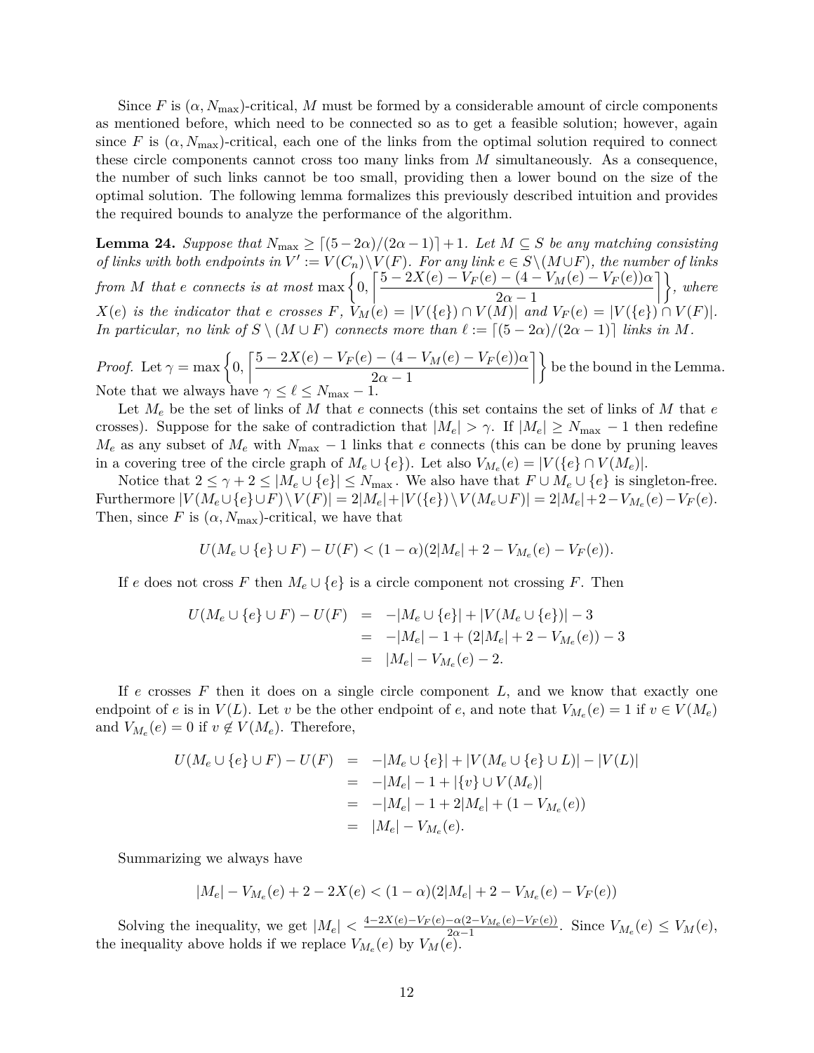Since $F$ is $(\alpha, N_{\max})$-critical, $M$ must be formed by a considerable amount of circle components as mentioned before, which need to be connected so as to get a feasible solution; however, again since $F$ is $(\alpha, N_{\max})$-critical, each one of the links from the optimal solution required to connect these circle components cannot cross too many links from $M$ simultaneously. As a consequence, the number of such links cannot be too small, providing then a lower bound on the size of the optimal solution. The following lemma formalizes this previously described intuition and provides the required bounds to analyze the performance of the algorithm.

**Lemma 24.** *Suppose that $N_{\max} \geq \lceil (5-2\alpha)/(2\alpha-1)\rceil + 1$. Let $M \subseteq S$ be any matching consisting of links with both endpoints in $V' := V(C_n)\setminus V(F)$. For any link $e \in S\setminus(M \cup F)$, the number of links from $M$ that $e$ connects is at most $\max\left\{0, \left\lceil \frac{5-2X(e)-V_F(e)-(4-V_M(e)-V_F(e))\alpha}{2\alpha-1}\right\rceil\right\}$, where $X(e)$ is the indicator that $e$ crosses $F$, $V_M(e) = |V(\{e\}) \cap V(M)|$ and $V_F(e) = |V(\{e\}) \cap V(F)|$. In particular, no link of $S \setminus (M \cup F)$ connects more than $\ell := \lceil (5-2\alpha)/(2\alpha-1)\rceil$ links in $M$.*

*Proof.* Let $\gamma = \max\left\{0, \left\lceil \frac{5-2X(e)-V_F(e)-(4-V_M(e)-V_F(e))\alpha}{2\alpha-1}\right\rceil\right\}$ be the bound in the Lemma. Note that we always have $\gamma \leq \ell \leq N_{\max} - 1$.

Let $M_e$ be the set of links of $M$ that $e$ connects (this set contains the set of links of $M$ that $e$ crosses). Suppose for the sake of contradiction that $|M_e| > \gamma$. If $|M_e| \geq N_{\max} - 1$ then redefine $M_e$ as any subset of $M_e$ with $N_{\max} - 1$ links that $e$ connects (this can be done by pruning leaves in a covering tree of the circle graph of $M_e \cup \{e\}$). Let also $V_{M_e}(e) = |V(\{e\} \cap V(M_e)|$.

Notice that $2 \leq \gamma + 2 \leq |M_e \cup \{e\}| \leq N_{\max}$. We also have that $F \cup M_e \cup \{e\}$ is singleton-free. Furthermore $|V(M_e \cup \{e\} \cup F) \setminus V(F)| = 2|M_e| + |V(\{e\}) \setminus V(M_e \cup F)| = 2|M_e| + 2 - V_{M_e}(e) - V_F(e)$. Then, since $F$ is $(\alpha, N_{\max})$-critical, we have that

$$U(M_e \cup \{e\} \cup F) - U(F) < (1-\alpha)(2|M_e| + 2 - V_{M_e}(e) - V_F(e)).$$

If $e$ does not cross $F$ then $M_e \cup \{e\}$ is a circle component not crossing $F$. Then

$$\begin{aligned} U(M_e \cup \{e\} \cup F) - U(F) &= -|M_e \cup \{e\}| + |V(M_e \cup \{e\})| - 3 \\ &= -|M_e| - 1 + (2|M_e| + 2 - V_{M_e}(e)) - 3 \\ &= |M_e| - V_{M_e}(e) - 2. \end{aligned}$$

If $e$ crosses $F$ then it does on a single circle component $L$, and we know that exactly one endpoint of $e$ is in $V(L)$. Let $v$ be the other endpoint of $e$, and note that $V_{M_e}(e) = 1$ if $v \in V(M_e)$ and $V_{M_e}(e) = 0$ if $v \notin V(M_e)$. Therefore,

$$\begin{aligned} U(M_e \cup \{e\} \cup F) - U(F) &= -|M_e \cup \{e\}| + |V(M_e \cup \{e\} \cup L)| - |V(L)| \\ &= -|M_e| - 1 + |\{v\} \cup V(M_e)| \\ &= -|M_e| - 1 + 2|M_e| + (1 - V_{M_e}(e)) \\ &= |M_e| - V_{M_e}(e). \end{aligned}$$

Summarizing we always have

$$|M_e| - V_{M_e}(e) + 2 - 2X(e) < (1-\alpha)(2|M_e| + 2 - V_{M_e}(e) - V_F(e))$$

Solving the inequality, we get $|M_e| < \frac{4-2X(e)-V_F(e)-\alpha(2-V_{M_e}(e)-V_F(e))}{2\alpha-1}$. Since $V_{M_e}(e) \leq V_M(e)$, the inequality above holds if we replace $V_{M_e}(e)$ by $V_M(e)$.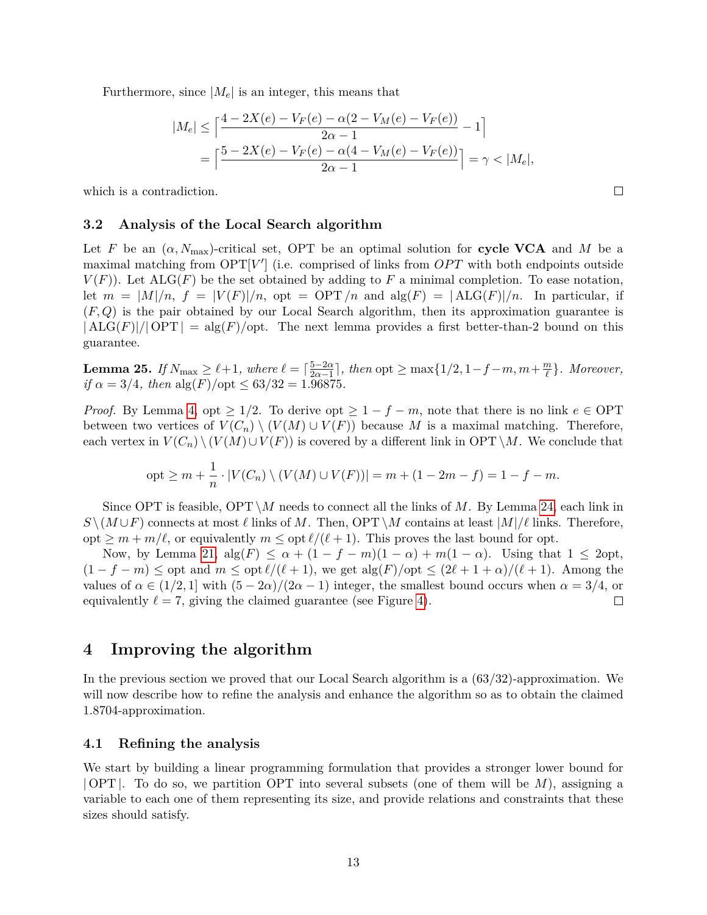Furthermore, since $|M_e|$ is an integer, this means that

$$
\begin{aligned}
|M_e| &\leq \Big\lceil \frac{4 - 2X(e) - V_F(e) - \alpha(2 - V_M(e) - V_F(e))}{2\alpha - 1} - 1 \Big\rceil \\
&= \Big\lceil \frac{5 - 2X(e) - V_F(e) - \alpha(4 - V_M(e) - V_F(e))}{2\alpha - 1} \Big\rceil = \gamma < |M_e|,
\end{aligned}
$$

which is a contradiction. □

### 3.2 Analysis of the Local Search algorithm

Let $F$ be an $(\alpha, N_{\max})$-critical set, OPT be an optimal solution for **cycle VCA** and $M$ be a maximal matching from $\mathrm{OPT}[V']$ (i.e. comprised of links from $OPT$ with both endpoints outside $V(F)$). Let $\mathrm{ALG}(F)$ be the set obtained by adding to $F$ a minimal completion. To ease notation, let $m = |M|/n$, $f = |V(F)|/n$, $\mathrm{opt} = \mathrm{OPT}/n$ and $\mathrm{alg}(F) = |\mathrm{ALG}(F)|/n$. In particular, if $(F, Q)$ is the pair obtained by our Local Search algorithm, then its approximation guarantee is $|\mathrm{ALG}(F)|/|\mathrm{OPT}| = \mathrm{alg}(F)/\mathrm{opt}$. The next lemma provides a first better-than-2 bound on this guarantee.

**Lemma 25.** *If $N_{\max} \geq \ell + 1$, where $\ell = \lceil \frac{5-2\alpha}{2\alpha-1} \rceil$, then $\mathrm{opt} \geq \max\{1/2, 1 - f - m, m + \frac{m}{\ell}\}$. Moreover, if $\alpha = 3/4$, then $\mathrm{alg}(F)/\mathrm{opt} \leq 63/32 = 1.96875$.*

*Proof.* By Lemma 4, $\mathrm{opt} \geq 1/2$. To derive $\mathrm{opt} \geq 1 - f - m$, note that there is no link $e \in \mathrm{OPT}$ between two vertices of $V(C_n) \setminus (V(M) \cup V(F))$ because $M$ is a maximal matching. Therefore, each vertex in $V(C_n) \setminus (V(M) \cup V(F))$ is covered by a different link in $\mathrm{OPT} \setminus M$. We conclude that

$$
\mathrm{opt} \geq m + \frac{1}{n} \cdot |V(C_n) \setminus (V(M) \cup V(F))| = m + (1 - 2m - f) = 1 - f - m.
$$

Since OPT is feasible, $\mathrm{OPT} \setminus M$ needs to connect all the links of $M$. By Lemma 24, each link in $S \setminus (M \cup F)$ connects at most $\ell$ links of $M$. Then, $\mathrm{OPT} \setminus M$ contains at least $|M|/\ell$ links. Therefore, $\mathrm{opt} \geq m + m/\ell$, or equivalently $m \leq \mathrm{opt}\, \ell/(\ell+1)$. This proves the last bound for opt.

Now, by Lemma 21, $\mathrm{alg}(F) \leq \alpha + (1 - f - m)(1 - \alpha) + m(1 - \alpha)$. Using that $1 \leq 2\mathrm{opt}$, $(1 - f - m) \leq \mathrm{opt}$ and $m \leq \mathrm{opt}\, \ell/(\ell + 1)$, we get $\mathrm{alg}(F)/\mathrm{opt} \leq (2\ell + 1 + \alpha)/(\ell + 1)$. Among the values of $\alpha \in (1/2, 1]$ with $(5 - 2\alpha)/(2\alpha - 1)$ integer, the smallest bound occurs when $\alpha = 3/4$, or equivalently $\ell = 7$, giving the claimed guarantee (see Figure 4). □

## 4 Improving the algorithm

In the previous section we proved that our Local Search algorithm is a (63/32)-approximation. We will now describe how to refine the analysis and enhance the algorithm so as to obtain the claimed 1.8704-approximation.

### 4.1 Refining the analysis

We start by building a linear programming formulation that provides a stronger lower bound for $|\mathrm{OPT}|$. To do so, we partition OPT into several subsets (one of them will be $M$), assigning a variable to each one of them representing its size, and provide relations and constraints that these sizes should satisfy.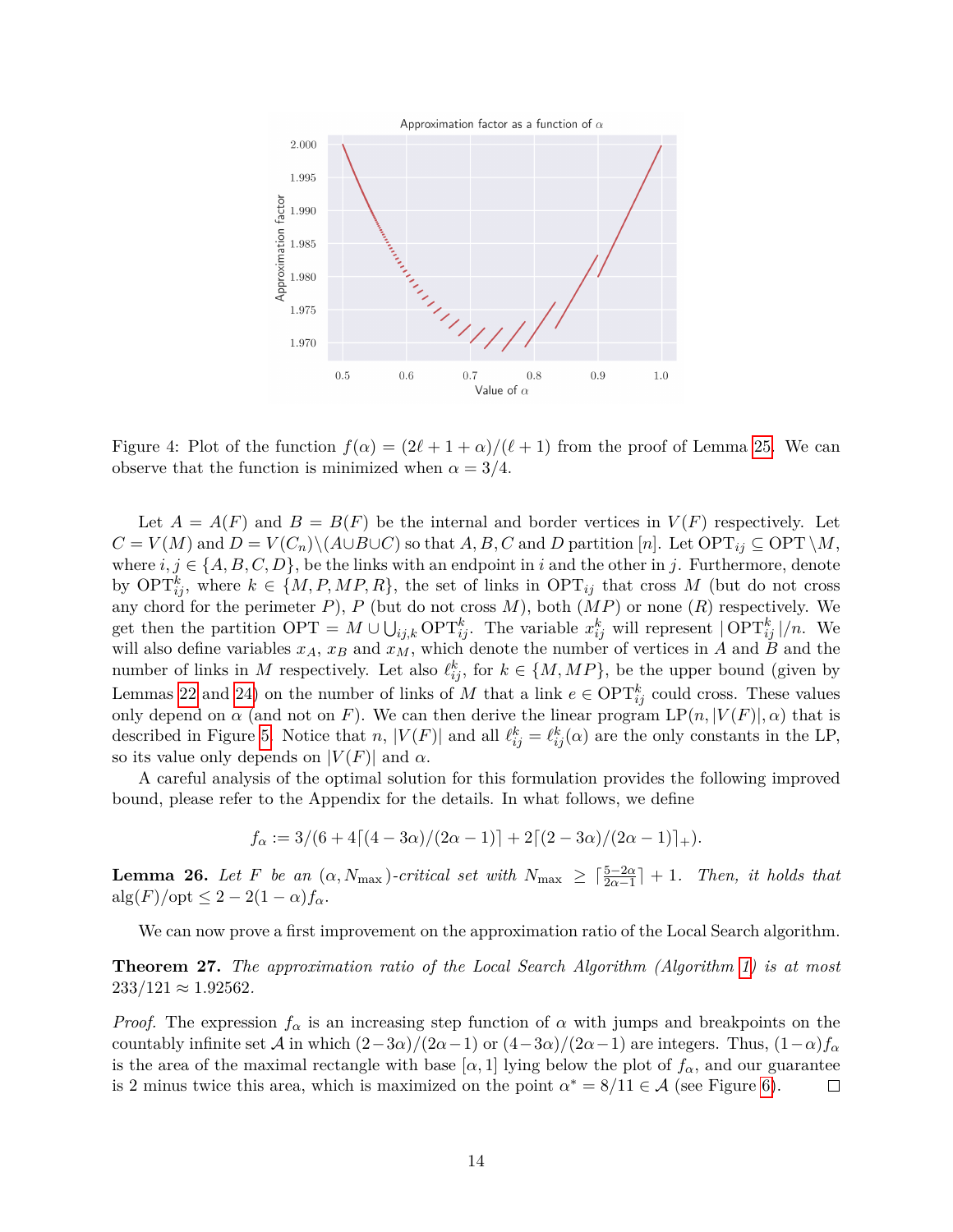Figure 4: Plot of the function $f(\alpha) = (2\ell + 1 + \alpha)/(\ell + 1)$ from the proof of Lemma 25. We can observe that the function is minimized when $\alpha = 3/4$.

Let $A = A(F)$ and $B = B(F)$ be the internal and border vertices in $V(F)$ respectively. Let $C = V(M)$ and $D = V(C_n) \setminus (A \cup B \cup C)$ so that $A, B, C$ and $D$ partition $[n]$. Let $\mathrm{OPT}_{ij} \subseteq \mathrm{OPT} \setminus M$, where $i, j \in \{A, B, C, D\}$, be the links with an endpoint in $i$ and the other in $j$. Furthermore, denote by $\mathrm{OPT}_{ij}^k$, where $k \in \{M, P, MP, R\}$, the set of links in $\mathrm{OPT}_{ij}$ that cross $M$ (but do not cross any chord for the perimeter $P$), $P$ (but do not cross $M$), both ($MP$) or none ($R$) respectively. We get then the partition $\mathrm{OPT} = M \cup \bigcup_{ij,k} \mathrm{OPT}_{ij}^k$. The variable $x_{ij}^k$ will represent $|\mathrm{OPT}_{ij}^k|/n$. We will also define variables $x_A$, $x_B$ and $x_M$, which denote the number of vertices in $A$ and $B$ and the number of links in $M$ respectively. Let also $\ell_{ij}^k$, for $k \in \{M, MP\}$, be the upper bound (given by Lemmas 22 and 24) on the number of links of $M$ that a link $e \in \mathrm{OPT}_{ij}^k$ could cross. These values only depend on $\alpha$ (and not on $F$). We can then derive the linear program $\mathrm{LP}(n, |V(F)|, \alpha)$ that is described in Figure 5. Notice that $n$, $|V(F)|$ and all $\ell_{ij}^k = \ell_{ij}^k(\alpha)$ are the only constants in the LP, so its value only depends on $|V(F)|$ and $\alpha$.

A careful analysis of the optimal solution for this formulation provides the following improved bound, please refer to the Appendix for the details. In what follows, we define

$$f_\alpha := 3/(6 + 4\lceil(4 - 3\alpha)/(2\alpha - 1)\rceil + 2\lceil(2 - 3\alpha)/(2\alpha - 1)\rceil_+).$$

**Lemma 26.** *Let $F$ be an $(\alpha, N_{\max})$-critical set with $N_{\max} \geq \lceil \frac{5-2\alpha}{2\alpha-1} \rceil + 1$. Then, it holds that $\mathrm{alg}(F)/\mathrm{opt} \leq 2 - 2(1 - \alpha)f_\alpha$.*

We can now prove a first improvement on the approximation ratio of the Local Search algorithm.

**Theorem 27.** *The approximation ratio of the Local Search Algorithm (Algorithm 1) is at most $233/121 \approx 1.92562$.*

*Proof.* The expression $f_\alpha$ is an increasing step function of $\alpha$ with jumps and breakpoints on the countably infinite set $\mathcal{A}$ in which $(2-3\alpha)/(2\alpha-1)$ or $(4-3\alpha)/(2\alpha-1)$ are integers. Thus, $(1-\alpha)f_\alpha$ is the area of the maximal rectangle with base $[\alpha, 1]$ lying below the plot of $f_\alpha$, and our guarantee is 2 minus twice this area, which is maximized on the point $\alpha^* = 8/11 \in \mathcal{A}$ (see Figure 6). $\square$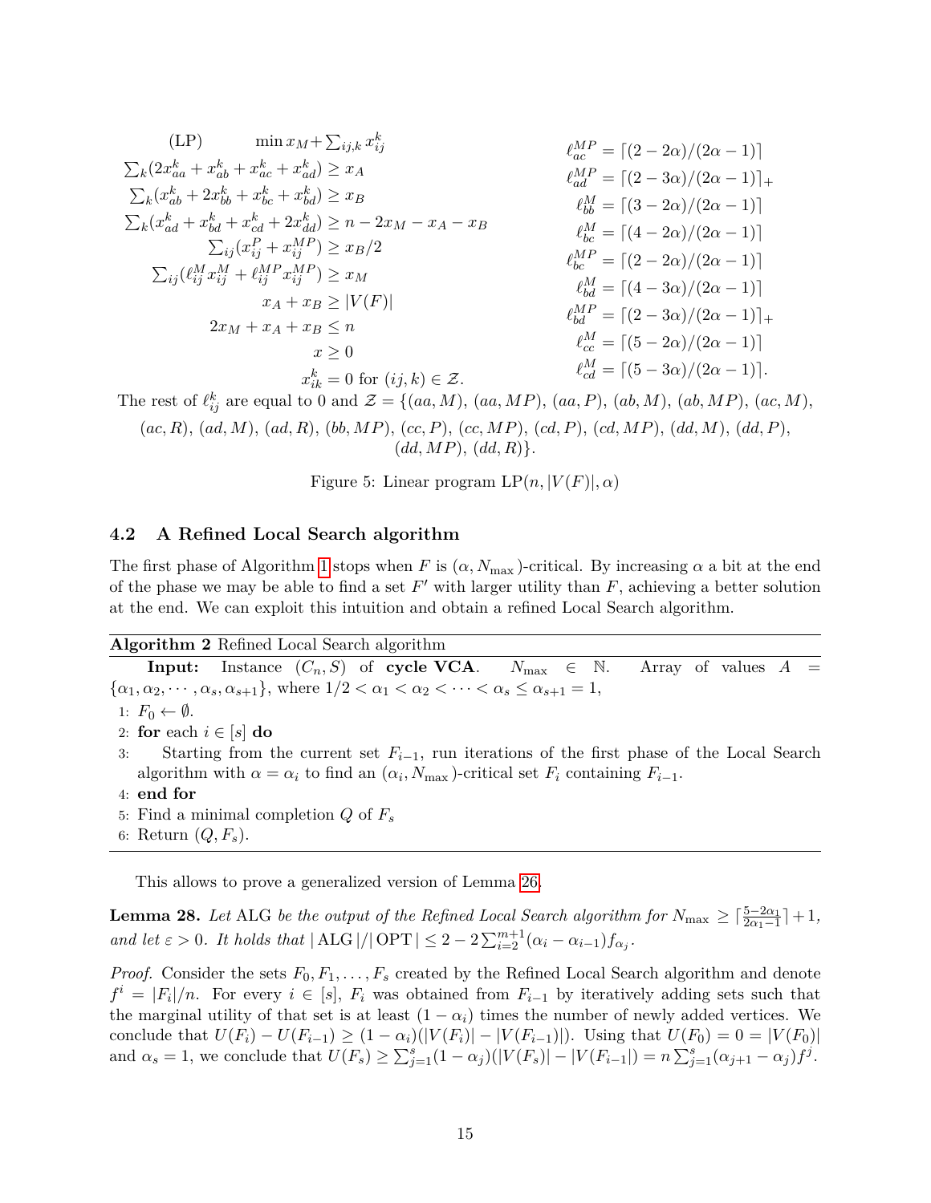$$
\begin{aligned}
\text{(LP)} \qquad & \min x_M + \textstyle\sum_{ij,k} x_{ij}^k \\
\textstyle\sum_k (2x_{aa}^k + x_{ab}^k + x_{ac}^k + x_{ad}^k) &\geq x_A \\
\textstyle\sum_k (x_{ab}^k + 2x_{bb}^k + x_{bc}^k + x_{bd}^k) &\geq x_B \\
\textstyle\sum_k (x_{ad}^k + x_{bd}^k + x_{cd}^k + 2x_{dd}^k) &\geq n - 2x_M - x_A - x_B \\
\textstyle\sum_{ij} (x_{ij}^P + x_{ij}^{MP}) &\geq x_B/2 \\
\textstyle\sum_{ij} (\ell_{ij}^M x_{ij}^M + \ell_{ij}^{MP} x_{ij}^{MP}) &\geq x_M \\
x_A + x_B &\geq |V(F)| \\
2x_M + x_A + x_B &\leq n \\
x &\geq 0 \\
x_{ik}^k &= 0 \text{ for } (ij,k) \in \mathcal{Z}.
\end{aligned}
\qquad
\begin{aligned}
\ell_{ac}^{MP} &= \lceil (2-2\alpha)/(2\alpha-1) \rceil \\
\ell_{ad}^{MP} &= \lceil (2-3\alpha)/(2\alpha-1) \rceil_+ \\
\ell_{bb}^{M} &= \lceil (3-2\alpha)/(2\alpha-1) \rceil \\
\ell_{bc}^{M} &= \lceil (4-2\alpha)/(2\alpha-1) \rceil \\
\ell_{bc}^{MP} &= \lceil (2-2\alpha)/(2\alpha-1) \rceil \\
\ell_{bd}^{M} &= \lceil (4-3\alpha)/(2\alpha-1) \rceil \\
\ell_{bd}^{MP} &= \lceil (2-3\alpha)/(2\alpha-1) \rceil_+ \\
\ell_{cc}^{M} &= \lceil (5-2\alpha)/(2\alpha-1) \rceil \\
\ell_{cd}^{M} &= \lceil (5-3\alpha)/(2\alpha-1) \rceil.
\end{aligned}
$$

The rest of $\ell_{ij}^k$ are equal to 0 and $\mathcal{Z} = \{(aa, M), (aa, MP), (aa, P), (ab, M), (ab, MP), (ac, M), (ac, R), (ad, M), (ad, R), (bb, MP), (cc, P), (cc, MP), (cd, P), (cd, MP), (dd, M), (dd, P), (dd, MP), (dd, R)\}$.

Figure 5: Linear program LP$(n, |V(F)|, \alpha)$

## 4.2 A Refined Local Search algorithm

The first phase of Algorithm 1 stops when $F$ is $(\alpha, N_{\max})$-critical. By increasing $\alpha$ a bit at the end of the phase we may be able to find a set $F'$ with larger utility than $F$, achieving a better solution at the end. We can exploit this intuition and obtain a refined Local Search algorithm.

**Algorithm 2** Refined Local Search algorithm

**Input:** Instance $(C_n, S)$ of **cycle VCA**. $N_{\max} \in \mathbb{N}$. Array of values $A = \{\alpha_1, \alpha_2, \cdots, \alpha_s, \alpha_{s+1}\}$, where $1/2 < \alpha_1 < \alpha_2 < \cdots < \alpha_s \leq \alpha_{s+1} = 1$,

1: $F_0 \leftarrow \emptyset$.
2: **for** each $i \in [s]$ **do**
3: Starting from the current set $F_{i-1}$, run iterations of the first phase of the Local Search algorithm with $\alpha = \alpha_i$ to find an $(\alpha_i, N_{\max})$-critical set $F_i$ containing $F_{i-1}$.
4: **end for**
5: Find a minimal completion $Q$ of $F_s$
6: Return $(Q, F_s)$.

This allows to prove a generalized version of Lemma 26.

**Lemma 28.** *Let* ALG *be the output of the Refined Local Search algorithm for* $N_{\max} \geq \lceil \frac{5-2\alpha_1}{2\alpha_1-1} \rceil + 1$, *and let* $\varepsilon > 0$. *It holds that* $|\,\text{ALG}\,|/|\,\text{OPT}\,| \leq 2 - 2\sum_{i=2}^{m+1}(\alpha_i - \alpha_{i-1}) f_{\alpha_j}$.

*Proof.* Consider the sets $F_0, F_1, \ldots, F_s$ created by the Refined Local Search algorithm and denote $f^i = |F_i|/n$. For every $i \in [s]$, $F_i$ was obtained from $F_{i-1}$ by iteratively adding sets such that the marginal utility of that set is at least $(1-\alpha_i)$ times the number of newly added vertices. We conclude that $U(F_i) - U(F_{i-1}) \geq (1-\alpha_i)(|V(F_i)| - |V(F_{i-1})|)$. Using that $U(F_0) = 0 = |V(F_0)|$ and $\alpha_s = 1$, we conclude that $U(F_s) \geq \sum_{j=1}^{s}(1-\alpha_j)(|V(F_s)| - |V(F_{i-1}|) = n\sum_{j=1}^{s}(\alpha_{j+1} - \alpha_j) f^j$.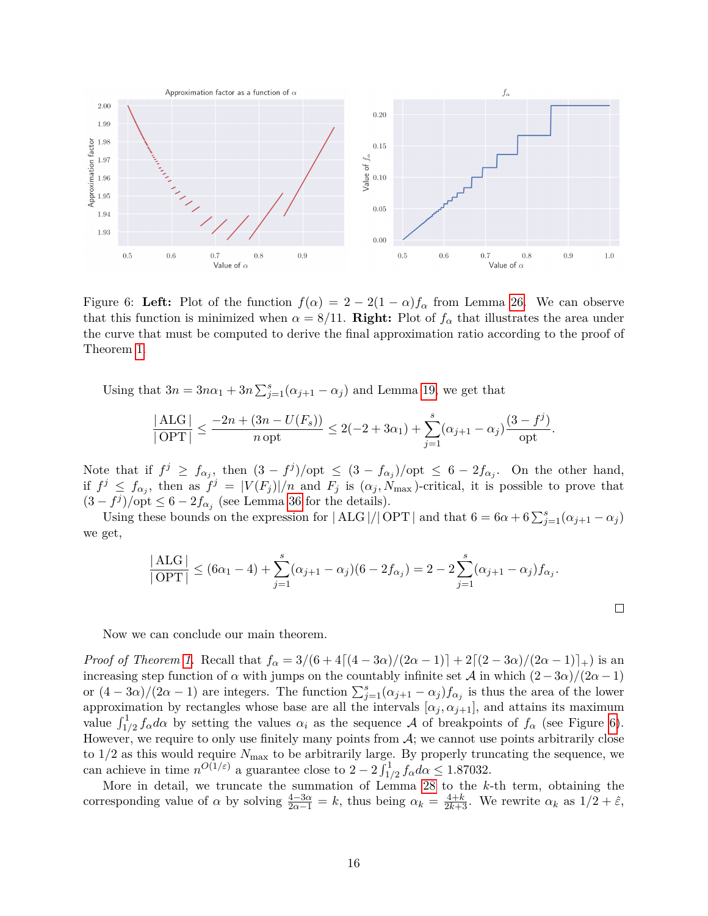Figure 6: **Left:** Plot of the function $f(\alpha) = 2 - 2(1-\alpha)f_\alpha$ from Lemma 26. We can observe that this function is minimized when $\alpha = 8/11$. **Right:** Plot of $f_\alpha$ that illustrates the area under the curve that must be computed to derive the final approximation ratio according to the proof of Theorem 1.

Using that $3n = 3n\alpha_1 + 3n\sum_{j=1}^{s}(\alpha_{j+1} - \alpha_j)$ and Lemma 19, we get that

$$\frac{|\operatorname{ALG}|}{|\operatorname{OPT}|} \leq \frac{-2n + (3n - U(F_s))}{n\,\text{opt}} \leq 2(-2 + 3\alpha_1) + \sum_{j=1}^{s}(\alpha_{j+1} - \alpha_j)\frac{(3 - f^j)}{\text{opt}}.$$

Note that if $f^j \geq f_{\alpha_j}$, then $(3 - f^j)/\text{opt} \leq (3 - f_{\alpha_j})/\text{opt} \leq 6 - 2f_{\alpha_j}$. On the other hand, if $f^j \leq f_{\alpha_j}$, then as $f^j = |V(F_j)|/n$ and $F_j$ is $(\alpha_j, N_{\max})$-critical, it is possible to prove that $(3 - f^j)/\text{opt} \leq 6 - 2f_{\alpha_j}$ (see Lemma 36 for the details).

Using these bounds on the expression for $|\operatorname{ALG}|/|\operatorname{OPT}|$ and that $6 = 6\alpha + 6\sum_{j=1}^{s}(\alpha_{j+1} - \alpha_j)$ we get,

$$\frac{|\operatorname{ALG}|}{|\operatorname{OPT}|} \leq (6\alpha_1 - 4) + \sum_{j=1}^{s}(\alpha_{j+1} - \alpha_j)(6 - 2f_{\alpha_j}) = 2 - 2\sum_{j=1}^{s}(\alpha_{j+1} - \alpha_j)f_{\alpha_j}.$$

□

Now we can conclude our main theorem.

*Proof of Theorem 1.* Recall that $f_\alpha = 3/(6 + 4\lceil(4-3\alpha)/(2\alpha-1)\rceil + 2\lceil(2-3\alpha)/(2\alpha-1)\rceil_+)$ is an increasing step function of $\alpha$ with jumps on the countably infinite set $\mathcal{A}$ in which $(2-3\alpha)/(2\alpha-1)$ or $(4-3\alpha)/(2\alpha-1)$ are integers. The function $\sum_{j=1}^{s}(\alpha_{j+1} - \alpha_j)f_{\alpha_j}$ is thus the area of the lower approximation by rectangles whose base are all the intervals $[\alpha_j, \alpha_{j+1}]$, and attains its maximum value $\int_{1/2}^{1} f_\alpha d\alpha$ by setting the values $\alpha_i$ as the sequence $\mathcal{A}$ of breakpoints of $f_\alpha$ (see Figure 6). However, we require to only use finitely many points from $\mathcal{A}$; we cannot use points arbitrarily close to $1/2$ as this would require $N_{\max}$ to be arbitrarily large. By properly truncating the sequence, we can achieve in time $n^{O(1/\varepsilon)}$ a guarantee close to $2 - 2\int_{1/2}^{1} f_\alpha d\alpha \leq 1.87032$.

More in detail, we truncate the summation of Lemma 28 to the $k$-th term, obtaining the corresponding value of $\alpha$ by solving $\frac{4-3\alpha}{2\alpha-1} = k$, thus being $\alpha_k = \frac{4+k}{2k+3}$. We rewrite $\alpha_k$ as $1/2 + \hat{\varepsilon}$,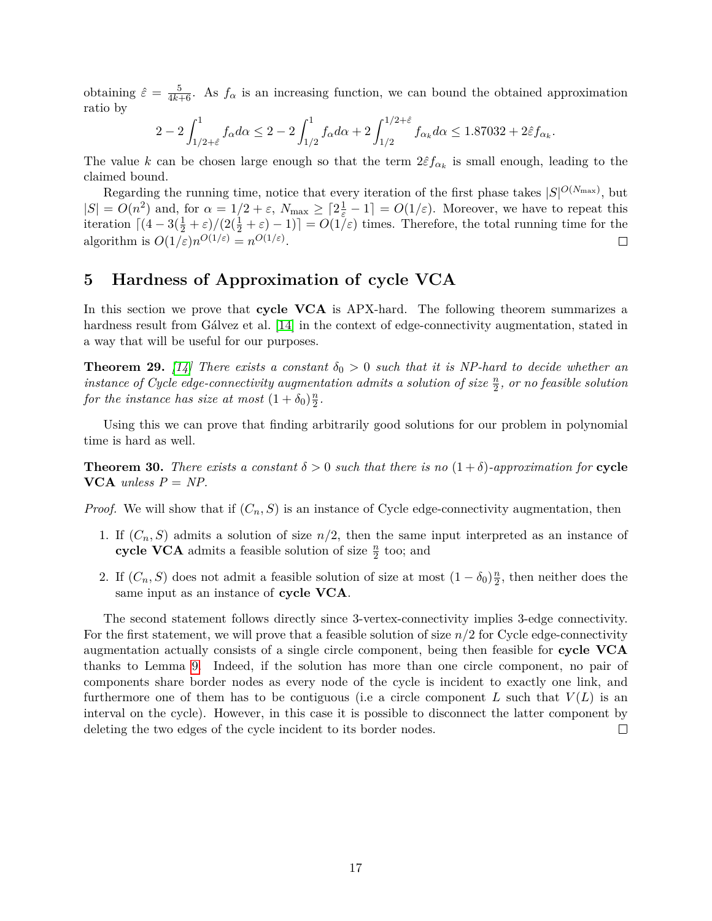obtaining $\hat{\varepsilon} = \frac{5}{4k+6}$. As $f_\alpha$ is an increasing function, we can bound the obtained approximation ratio by

$$2 - 2\int_{1/2+\hat{\varepsilon}}^{1} f_\alpha d\alpha \leq 2 - 2\int_{1/2}^{1} f_\alpha d\alpha + 2\int_{1/2}^{1/2+\hat{\varepsilon}} f_{\alpha_k} d\alpha \leq 1.87032 + 2\hat{\varepsilon} f_{\alpha_k}.$$

The value $k$ can be chosen large enough so that the term $2\hat{\varepsilon} f_{\alpha_k}$ is small enough, leading to the claimed bound.

Regarding the running time, notice that every iteration of the first phase takes $|S|^{O(N_{\max})}$, but $|S| = O(n^2)$ and, for $\alpha = 1/2 + \varepsilon$, $N_{\max} \geq \lceil 2\frac{1}{\varepsilon} - 1 \rceil = O(1/\varepsilon)$. Moreover, we have to repeat this iteration $\lceil (4 - 3(\frac{1}{2} + \varepsilon)/(2(\frac{1}{2} + \varepsilon) - 1) \rceil = O(1/\varepsilon)$ times. Therefore, the total running time for the algorithm is $O(1/\varepsilon)n^{O(1/\varepsilon)} = n^{O(1/\varepsilon)}$. ◻

# 5 Hardness of Approximation of cycle VCA

In this section we prove that **cycle VCA** is APX-hard. The following theorem summarizes a hardness result from Gálvez et al. [14] in the context of edge-connectivity augmentation, stated in a way that will be useful for our purposes.

**Theorem 29.** *[14] There exists a constant $\delta_0 > 0$ such that it is NP-hard to decide whether an instance of Cycle edge-connectivity augmentation admits a solution of size $\frac{n}{2}$, or no feasible solution for the instance has size at most $(1 + \delta_0)\frac{n}{2}$.*

Using this we can prove that finding arbitrarily good solutions for our problem in polynomial time is hard as well.

**Theorem 30.** *There exists a constant $\delta > 0$ such that there is no $(1 + \delta)$-approximation for* **cycle VCA** *unless P = NP.*

*Proof.* We will show that if $(C_n, S)$ is an instance of Cycle edge-connectivity augmentation, then

1. If $(C_n, S)$ admits a solution of size $n/2$, then the same input interpreted as an instance of **cycle VCA** admits a feasible solution of size $\frac{n}{2}$ too; and
2. If $(C_n, S)$ does not admit a feasible solution of size at most $(1 - \delta_0)\frac{n}{2}$, then neither does the same input as an instance of **cycle VCA**.

The second statement follows directly since 3-vertex-connectivity implies 3-edge connectivity. For the first statement, we will prove that a feasible solution of size $n/2$ for Cycle edge-connectivity augmentation actually consists of a single circle component, being then feasible for **cycle VCA** thanks to Lemma 9. Indeed, if the solution has more than one circle component, no pair of components share border nodes as every node of the cycle is incident to exactly one link, and furthermore one of them has to be contiguous (i.e a circle component $L$ such that $V(L)$ is an interval on the cycle). However, in this case it is possible to disconnect the latter component by deleting the two edges of the cycle incident to its border nodes. ◻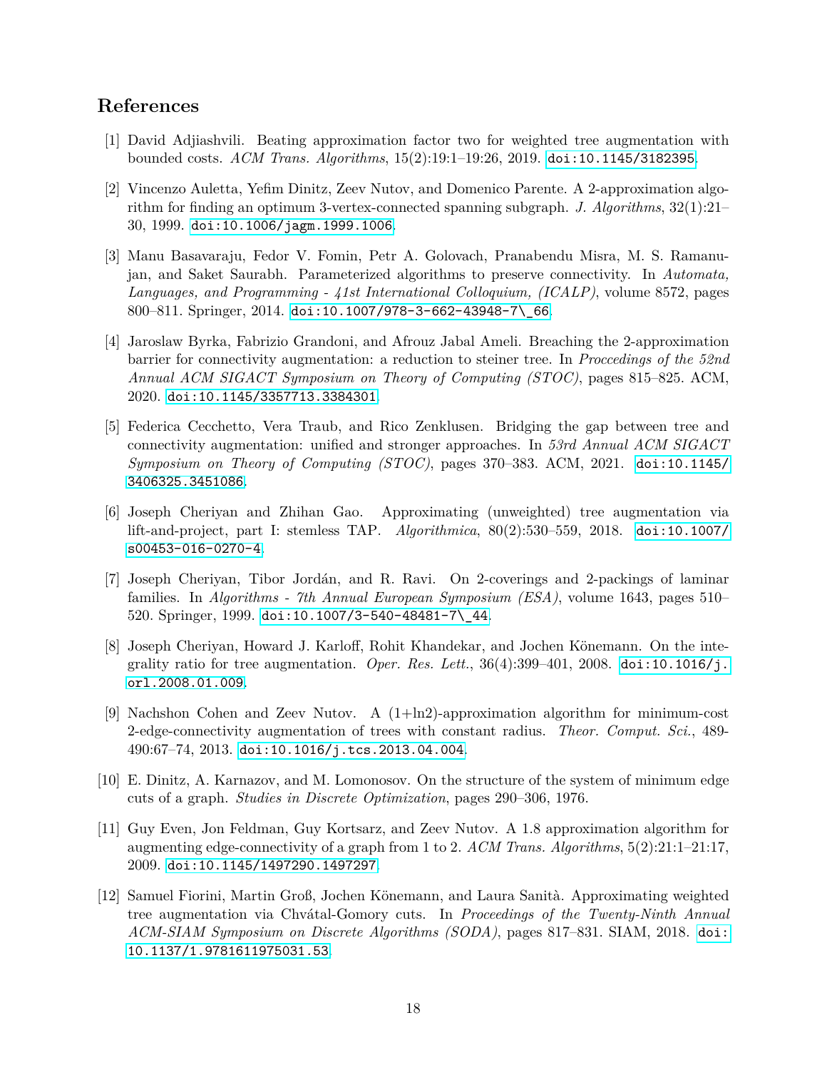## References

[1] David Adjiashvili. Beating approximation factor two for weighted tree augmentation with bounded costs. *ACM Trans. Algorithms*, 15(2):19:1–19:26, 2019. doi:10.1145/3182395.

[2] Vincenzo Auletta, Yefim Dinitz, Zeev Nutov, and Domenico Parente. A 2-approximation algorithm for finding an optimum 3-vertex-connected spanning subgraph. *J. Algorithms*, 32(1):21–30, 1999. doi:10.1006/jagm.1999.1006.

[3] Manu Basavaraju, Fedor V. Fomin, Petr A. Golovach, Pranabendu Misra, M. S. Ramanujan, and Saket Saurabh. Parameterized algorithms to preserve connectivity. In *Automata, Languages, and Programming - 41st International Colloquium, (ICALP)*, volume 8572, pages 800–811. Springer, 2014. doi:10.1007/978-3-662-43948-7_66.

[4] Jaroslaw Byrka, Fabrizio Grandoni, and Afrouz Jabal Ameli. Breaching the 2-approximation barrier for connectivity augmentation: a reduction to steiner tree. In *Proccedings of the 52nd Annual ACM SIGACT Symposium on Theory of Computing (STOC)*, pages 815–825. ACM, 2020. doi:10.1145/3357713.3384301.

[5] Federica Cecchetto, Vera Traub, and Rico Zenklusen. Bridging the gap between tree and connectivity augmentation: unified and stronger approaches. In *53rd Annual ACM SIGACT Symposium on Theory of Computing (STOC)*, pages 370–383. ACM, 2021. doi:10.1145/3406325.3451086.

[6] Joseph Cheriyan and Zhihan Gao. Approximating (unweighted) tree augmentation via lift-and-project, part I: stemless TAP. *Algorithmica*, 80(2):530–559, 2018. doi:10.1007/s00453-016-0270-4.

[7] Joseph Cheriyan, Tibor Jordán, and R. Ravi. On 2-coverings and 2-packings of laminar families. In *Algorithms - 7th Annual European Symposium (ESA)*, volume 1643, pages 510–520. Springer, 1999. doi:10.1007/3-540-48481-7_44.

[8] Joseph Cheriyan, Howard J. Karloff, Rohit Khandekar, and Jochen Könemann. On the integrality ratio for tree augmentation. *Oper. Res. Lett.*, 36(4):399–401, 2008. doi:10.1016/j.orl.2008.01.009.

[9] Nachshon Cohen and Zeev Nutov. A (1+ln2)-approximation algorithm for minimum-cost 2-edge-connectivity augmentation of trees with constant radius. *Theor. Comput. Sci.*, 489-490:67–74, 2013. doi:10.1016/j.tcs.2013.04.004.

[10] E. Dinitz, A. Karnazov, and M. Lomonosov. On the structure of the system of minimum edge cuts of a graph. *Studies in Discrete Optimization*, pages 290–306, 1976.

[11] Guy Even, Jon Feldman, Guy Kortsarz, and Zeev Nutov. A 1.8 approximation algorithm for augmenting edge-connectivity of a graph from 1 to 2. *ACM Trans. Algorithms*, 5(2):21:1–21:17, 2009. doi:10.1145/1497290.1497297.

[12] Samuel Fiorini, Martin Groß, Jochen Könemann, and Laura Sanità. Approximating weighted tree augmentation via Chvátal-Gomory cuts. In *Proceedings of the Twenty-Ninth Annual ACM-SIAM Symposium on Discrete Algorithms (SODA)*, pages 817–831. SIAM, 2018. doi:10.1137/1.9781611975031.53.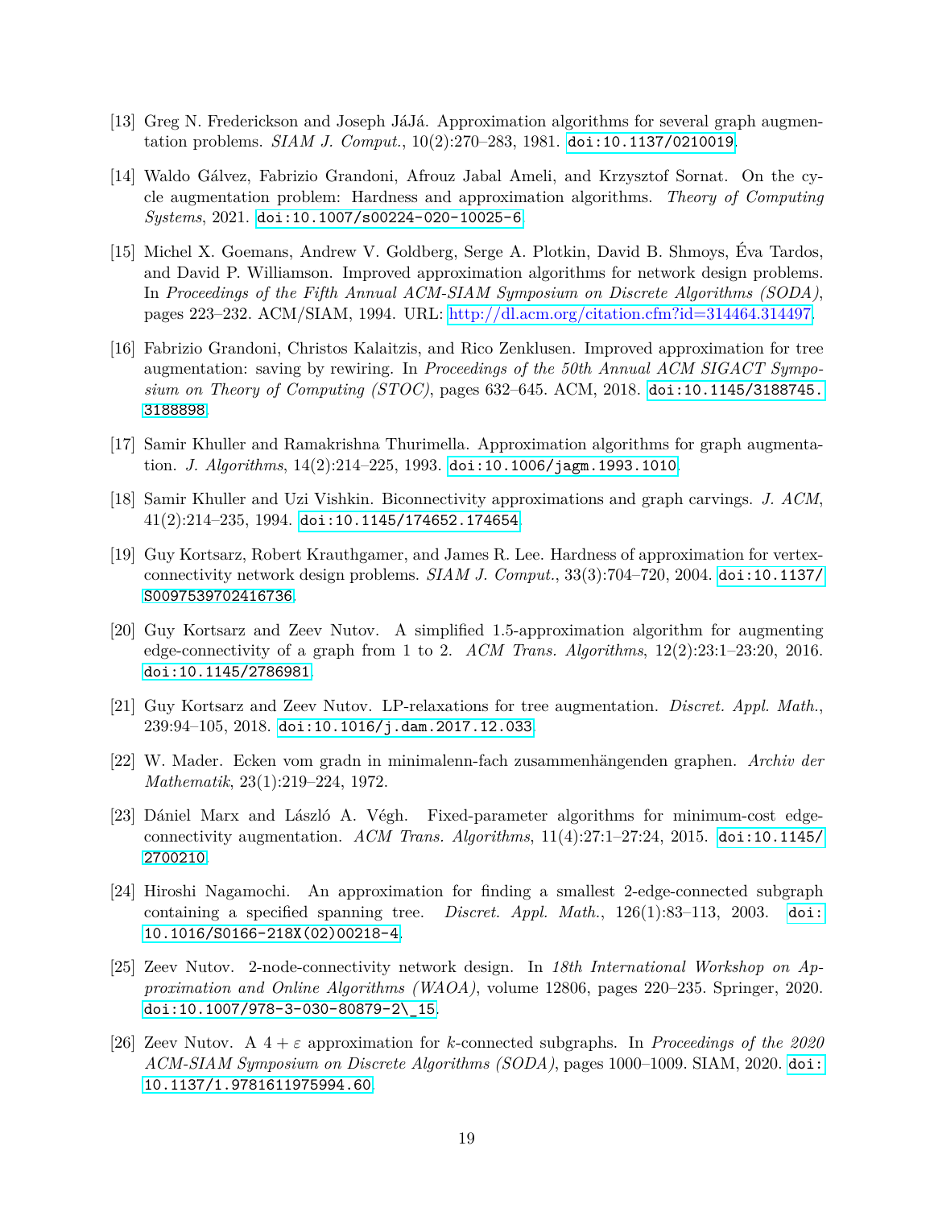[13] Greg N. Frederickson and Joseph JáJá. Approximation algorithms for several graph augmentation problems. *SIAM J. Comput.*, 10(2):270–283, 1981. doi:10.1137/0210019.

[14] Waldo Gálvez, Fabrizio Grandoni, Afrouz Jabal Ameli, and Krzysztof Sornat. On the cycle augmentation problem: Hardness and approximation algorithms. *Theory of Computing Systems*, 2021. doi:10.1007/s00224-020-10025-6.

[15] Michel X. Goemans, Andrew V. Goldberg, Serge A. Plotkin, David B. Shmoys, Éva Tardos, and David P. Williamson. Improved approximation algorithms for network design problems. In *Proceedings of the Fifth Annual ACM-SIAM Symposium on Discrete Algorithms (SODA)*, pages 223–232. ACM/SIAM, 1994. URL: http://dl.acm.org/citation.cfm?id=314464.314497.

[16] Fabrizio Grandoni, Christos Kalaitzis, and Rico Zenklusen. Improved approximation for tree augmentation: saving by rewiring. In *Proceedings of the 50th Annual ACM SIGACT Symposium on Theory of Computing (STOC)*, pages 632–645. ACM, 2018. doi:10.1145/3188745.3188898.

[17] Samir Khuller and Ramakrishna Thurimella. Approximation algorithms for graph augmentation. *J. Algorithms*, 14(2):214–225, 1993. doi:10.1006/jagm.1993.1010.

[18] Samir Khuller and Uzi Vishkin. Biconnectivity approximations and graph carvings. *J. ACM*, 41(2):214–235, 1994. doi:10.1145/174652.174654.

[19] Guy Kortsarz, Robert Krauthgamer, and James R. Lee. Hardness of approximation for vertex-connectivity network design problems. *SIAM J. Comput.*, 33(3):704–720, 2004. doi:10.1137/S0097539702416736.

[20] Guy Kortsarz and Zeev Nutov. A simplified 1.5-approximation algorithm for augmenting edge-connectivity of a graph from 1 to 2. *ACM Trans. Algorithms*, 12(2):23:1–23:20, 2016. doi:10.1145/2786981.

[21] Guy Kortsarz and Zeev Nutov. LP-relaxations for tree augmentation. *Discret. Appl. Math.*, 239:94–105, 2018. doi:10.1016/j.dam.2017.12.033.

[22] W. Mader. Ecken vom gradn in minimalenn-fach zusammenhängenden graphen. *Archiv der Mathematik*, 23(1):219–224, 1972.

[23] Dániel Marx and László A. Végh. Fixed-parameter algorithms for minimum-cost edge-connectivity augmentation. *ACM Trans. Algorithms*, 11(4):27:1–27:24, 2015. doi:10.1145/2700210.

[24] Hiroshi Nagamochi. An approximation for finding a smallest 2-edge-connected subgraph containing a specified spanning tree. *Discret. Appl. Math.*, 126(1):83–113, 2003. doi:10.1016/S0166-218X(02)00218-4.

[25] Zeev Nutov. 2-node-connectivity network design. In *18th International Workshop on Approximation and Online Algorithms (WAOA)*, volume 12806, pages 220–235. Springer, 2020. doi:10.1007/978-3-030-80879-2\_15.

[26] Zeev Nutov. A $4 + \varepsilon$ approximation for $k$-connected subgraphs. In *Proceedings of the 2020 ACM-SIAM Symposium on Discrete Algorithms (SODA)*, pages 1000–1009. SIAM, 2020. doi:10.1137/1.9781611975994.60.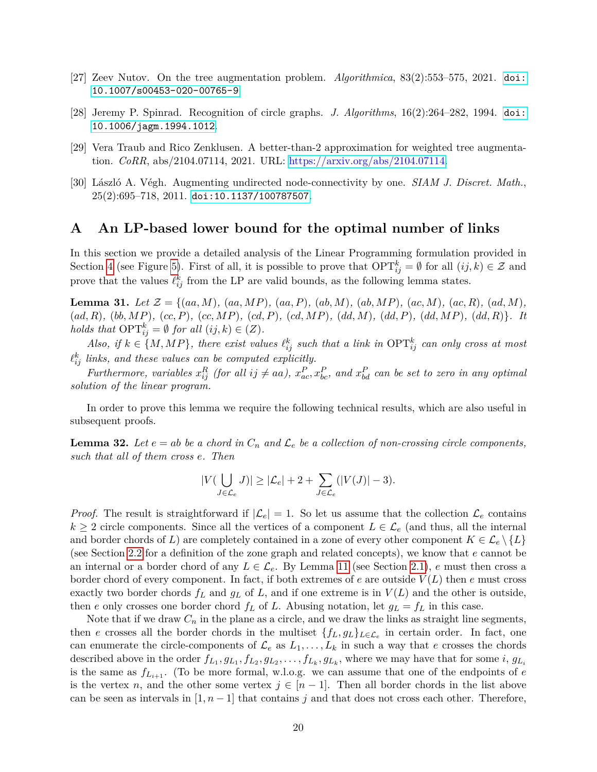[27] Zeev Nutov. On the tree augmentation problem. *Algorithmica*, 83(2):553–575, 2021. doi:10.1007/s00453-020-00765-9.

[28] Jeremy P. Spinrad. Recognition of circle graphs. *J. Algorithms*, 16(2):264–282, 1994. doi:10.1006/jagm.1994.1012.

[29] Vera Traub and Rico Zenklusen. A better-than-2 approximation for weighted tree augmentation. *CoRR*, abs/2104.07114, 2021. URL: https://arxiv.org/abs/2104.07114.

[30] László A. Végh. Augmenting undirected node-connectivity by one. *SIAM J. Discret. Math.*, 25(2):695–718, 2011. doi:10.1137/100787507.

# A An LP-based lower bound for the optimal number of links

In this section we provide a detailed analysis of the Linear Programming formulation provided in Section 4 (see Figure 5). First of all, it is possible to prove that $\mathrm{OPT}^k_{ij} = \emptyset$ for all $(ij, k) \in \mathcal{Z}$ and prove that the values $\ell^k_{ij}$ from the LP are valid bounds, as the following lemma states.

**Lemma 31.** *Let $\mathcal{Z} = \{(aa, M), (aa, MP), (aa, P), (ab, M), (ab, MP), (ac, M), (ac, R), (ad, M), (ad, R), (bb, MP), (cc, P), (cc, MP), (cd, P), (cd, MP), (dd, M), (dd, P), (dd, MP), (dd, R)\}$. It holds that $\mathrm{OPT}^k_{ij} = \emptyset$ for all $(ij, k) \in (\mathcal{Z})$.*

*Also, if $k \in \{M, MP\}$, there exist values $\ell^k_{ij}$ such that a link in $\mathrm{OPT}^k_{ij}$ can only cross at most $\ell^k_{ij}$ links, and these values can be computed explicitly.*

*Furthermore, variables $x^R_{ij}$ (for all $ij \neq aa$), $x^P_{ac}, x^P_{bc}$, and $x^P_{bd}$ can be set to zero in any optimal solution of the linear program.*

In order to prove this lemma we require the following technical results, which are also useful in subsequent proofs.

**Lemma 32.** *Let $e = ab$ be a chord in $C_n$ and $\mathcal{L}_e$ be a collection of non-crossing circle components, such that all of them cross $e$. Then*

$$|V(\bigcup_{J \in \mathcal{L}_e} J)| \geq |\mathcal{L}_e| + 2 + \sum_{J \in \mathcal{L}_e} (|V(J)| - 3).$$

*Proof.* The result is straightforward if $|\mathcal{L}_e| = 1$. So let us assume that the collection $\mathcal{L}_e$ contains $k \geq 2$ circle components. Since all the vertices of a component $L \in \mathcal{L}_e$ (and thus, all the internal and border chords of $L$) are completely contained in a zone of every other component $K \in \mathcal{L}_e \setminus \{L\}$ (see Section 2.2 for a definition of the zone graph and related concepts), we know that $e$ cannot be an internal or a border chord of any $L \in \mathcal{L}_e$. By Lemma 11 (see Section 2.1), $e$ must then cross a border chord of every component. In fact, if both extremes of $e$ are outside $V(L)$ then $e$ must cross exactly two border chords $f_L$ and $g_L$ of $L$, and if one extreme is in $V(L)$ and the other is outside, then $e$ only crosses one border chord $f_L$ of $L$. Abusing notation, let $g_L = f_L$ in this case.

Note that if we draw $C_n$ in the plane as a circle, and we draw the links as straight line segments, then $e$ crosses all the border chords in the multiset $\{f_L, g_L\}_{L \in \mathcal{L}_e}$ in certain order. In fact, one can enumerate the circle-components of $\mathcal{L}_e$ as $L_1, \ldots, L_k$ in such a way that $e$ crosses the chords described above in the order $f_{L_1}, g_{L_1}, f_{L_2}, g_{L_2}, \ldots, f_{L_k}, g_{L_k}$, where we may have that for some $i$, $g_{L_i}$ is the same as $f_{L_{i+1}}$. (To be more formal, w.l.o.g. we can assume that one of the endpoints of $e$ is the vertex $n$, and the other some vertex $j \in [n-1]$. Then all border chords in the list above can be seen as intervals in $[1, n-1]$ that contains $j$ and that does not cross each other. Therefore,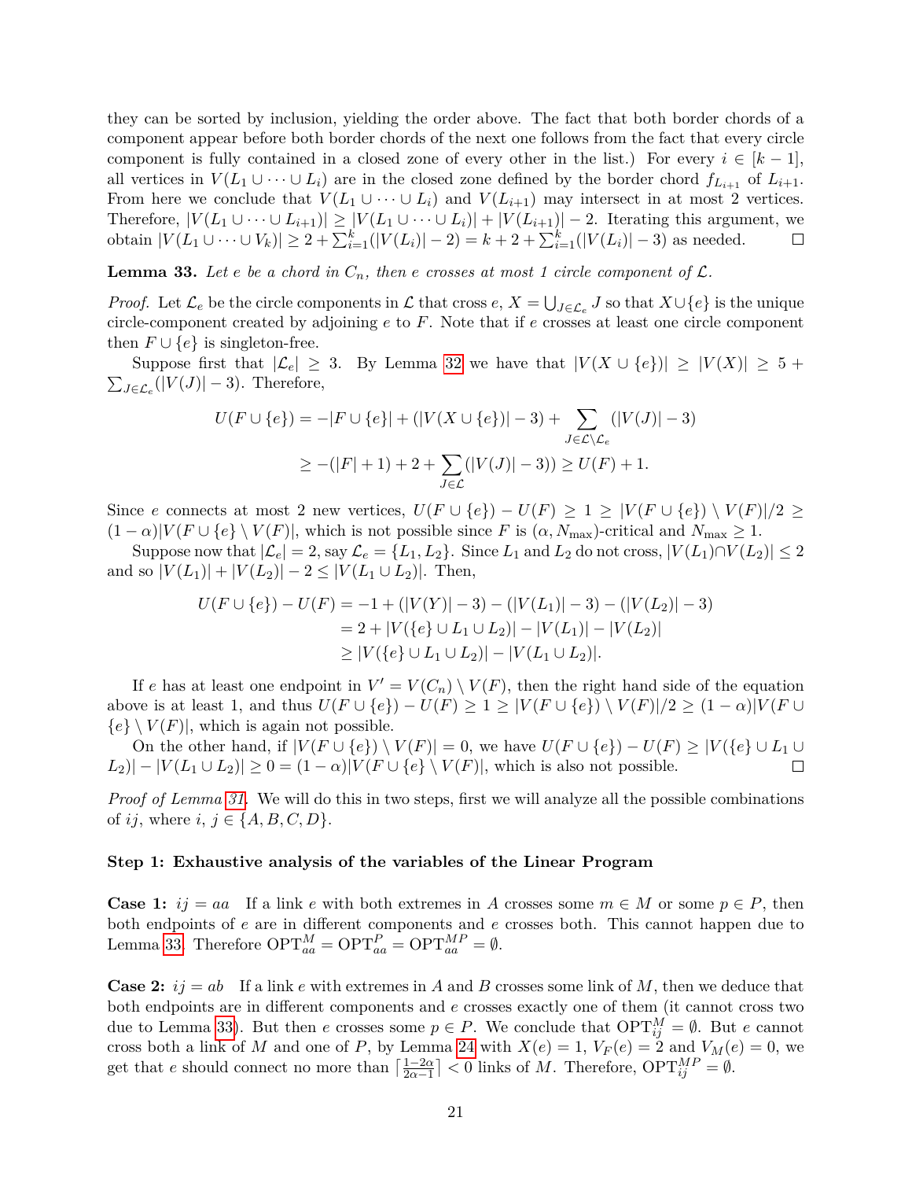they can be sorted by inclusion, yielding the order above. The fact that both border chords of a component appear before both border chords of the next one follows from the fact that every circle component is fully contained in a closed zone of every other in the list.) For every $i \in [k-1]$, all vertices in $V(L_1 \cup \cdots \cup L_i)$ are in the closed zone defined by the border chord $f_{L_{i+1}}$ of $L_{i+1}$. From here we conclude that $V(L_1 \cup \cdots \cup L_i)$ and $V(L_{i+1})$ may intersect in at most 2 vertices. Therefore, $|V(L_1 \cup \cdots \cup L_{i+1})| \geq |V(L_1 \cup \cdots \cup L_i)| + |V(L_{i+1})| - 2$. Iterating this argument, we obtain $|V(L_1 \cup \cdots \cup V_k)| \geq 2 + \sum_{i=1}^{k}(|V(L_i)| - 2) = k + 2 + \sum_{i=1}^{k}(|V(L_i)| - 3)$ as needed. ◻

**Lemma 33.** *Let $e$ be a chord in $C_n$, then $e$ crosses at most 1 circle component of $\mathcal{L}$.*

*Proof.* Let $\mathcal{L}_e$ be the circle components in $\mathcal{L}$ that cross $e$, $X = \bigcup_{J \in \mathcal{L}_e} J$ so that $X \cup \{e\}$ is the unique circle-component created by adjoining $e$ to $F$. Note that if $e$ crosses at least one circle component then $F \cup \{e\}$ is singleton-free.

Suppose first that $|\mathcal{L}_e| \geq 3$. By Lemma 32 we have that $|V(X \cup \{e\})| \geq |V(X)| \geq 5 + \sum_{J \in \mathcal{L}_e}(|V(J)| - 3)$. Therefore,

$$U(F \cup \{e\}) = -|F \cup \{e\}| + (|V(X \cup \{e\})| - 3) + \sum_{J \in \mathcal{L} \setminus \mathcal{L}_e}(|V(J)| - 3)$$
$$\geq -(|F| + 1) + 2 + \sum_{J \in \mathcal{L}}(|V(J)| - 3)) \geq U(F) + 1.$$

Since $e$ connects at most 2 new vertices, $U(F \cup \{e\}) - U(F) \geq 1 \geq |V(F \cup \{e\}) \setminus V(F)|/2 \geq (1-\alpha)|V(F \cup \{e\} \setminus V(F)|$, which is not possible since $F$ is $(\alpha, N_{\max})$-critical and $N_{\max} \geq 1$.

Suppose now that $|\mathcal{L}_e| = 2$, say $\mathcal{L}_e = \{L_1, L_2\}$. Since $L_1$ and $L_2$ do not cross, $|V(L_1) \cap V(L_2)| \leq 2$ and so $|V(L_1)| + |V(L_2)| - 2 \leq |V(L_1 \cup L_2)|$. Then,

$$U(F \cup \{e\}) - U(F) = -1 + (|V(Y)| - 3) - (|V(L_1)| - 3) - (|V(L_2)| - 3)$$
$$= 2 + |V(\{e\} \cup L_1 \cup L_2)| - |V(L_1)| - |V(L_2)|$$
$$\geq |V(\{e\} \cup L_1 \cup L_2)| - |V(L_1 \cup L_2)|.$$

If $e$ has at least one endpoint in $V' = V(C_n) \setminus V(F)$, then the right hand side of the equation above is at least 1, and thus $U(F \cup \{e\}) - U(F) \geq 1 \geq |V(F \cup \{e\}) \setminus V(F)|/2 \geq (1-\alpha)|V(F \cup \{e\} \setminus V(F)|$, which is again not possible.

On the other hand, if $|V(F \cup \{e\}) \setminus V(F)| = 0$, we have $U(F \cup \{e\}) - U(F) \geq |V(\{e\} \cup L_1 \cup L_2)| - |V(L_1 \cup L_2)| \geq 0 = (1-\alpha)|V(F \cup \{e\} \setminus V(F)|$, which is also not possible. ◻

*Proof of Lemma 31.* We will do this in two steps, first we will analyze all the possible combinations of $ij$, where $i, j \in \{A, B, C, D\}$.

**Step 1: Exhaustive analysis of the variables of the Linear Program**

**Case 1:** $ij = aa$ If a link $e$ with both extremes in $A$ crosses some $m \in M$ or some $p \in P$, then both endpoints of $e$ are in different components and $e$ crosses both. This cannot happen due to Lemma 33. Therefore $\text{OPT}^M_{aa} = \text{OPT}^P_{aa} = \text{OPT}^{MP}_{aa} = \emptyset$.

**Case 2:** $ij = ab$ If a link $e$ with extremes in $A$ and $B$ crosses some link of $M$, then we deduce that both endpoints are in different components and $e$ crosses exactly one of them (it cannot cross two due to Lemma 33). But then $e$ crosses some $p \in P$. We conclude that $\text{OPT}^M_{ij} = \emptyset$. But $e$ cannot cross both a link of $M$ and one of $P$, by Lemma 24 with $X(e) = 1$, $V_F(e) = 2$ and $V_M(e) = 0$, we get that $e$ should connect no more than $\lceil \frac{1-2\alpha}{2\alpha-1} \rceil < 0$ links of $M$. Therefore, $\text{OPT}^{MP}_{ij} = \emptyset$.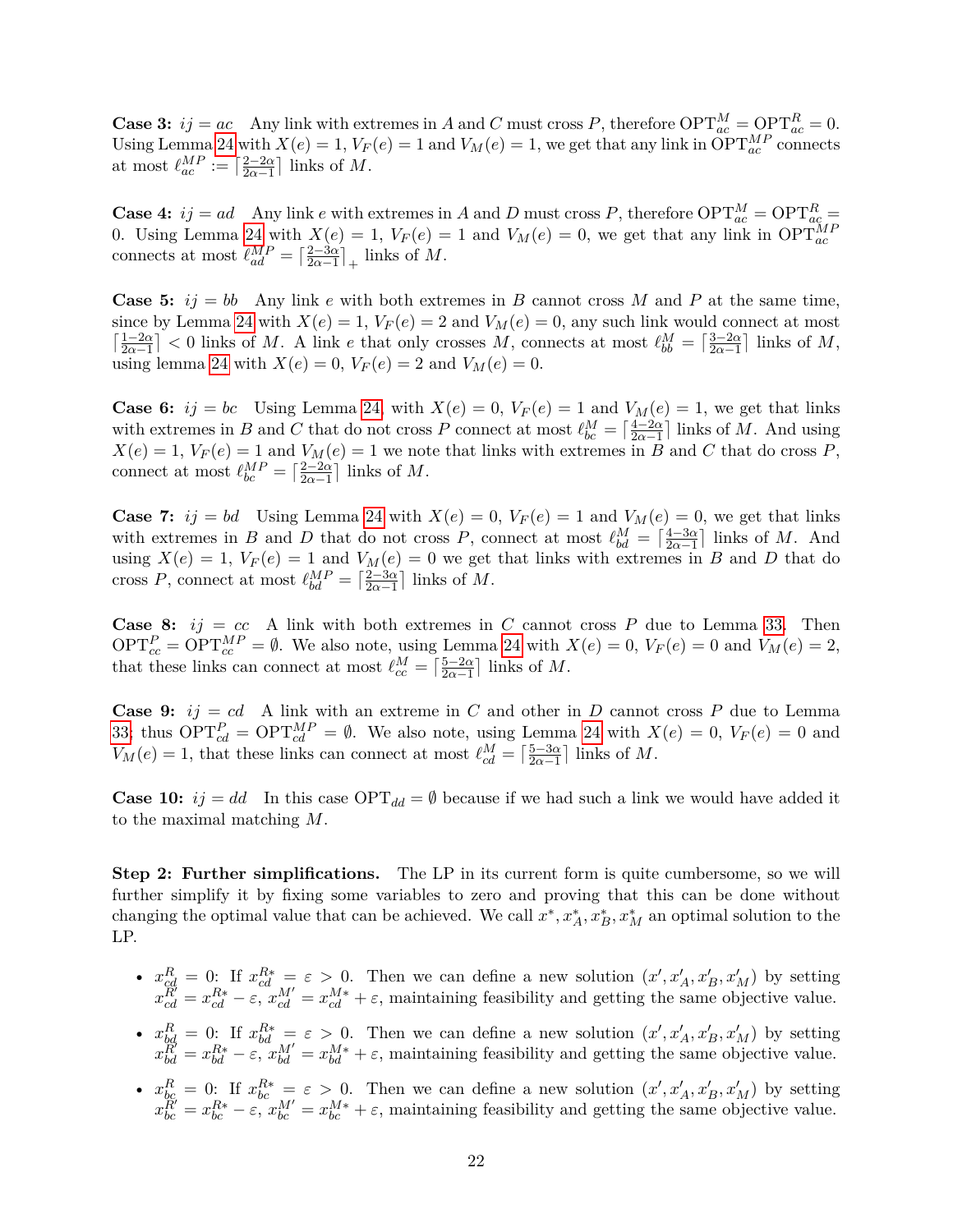**Case 3:** $ij = ac$ Any link with extremes in $A$ and $C$ must cross $P$, therefore $\mathrm{OPT}^M_{ac} = \mathrm{OPT}^R_{ac} = 0$. Using Lemma 24 with $X(e) = 1$, $V_F(e) = 1$ and $V_M(e) = 1$, we get that any link in $\mathrm{OPT}^{MP}_{ac}$ connects at most $\ell^{MP}_{ac} := \lceil \frac{2-2\alpha}{2\alpha-1} \rceil$ links of $M$.

**Case 4:** $ij = ad$ Any link $e$ with extremes in $A$ and $D$ must cross $P$, therefore $\mathrm{OPT}^M_{ac} = \mathrm{OPT}^R_{ac} = 0$. Using Lemma 24 with $X(e) = 1$, $V_F(e) = 1$ and $V_M(e) = 0$, we get that any link in $\mathrm{OPT}^{MP}_{ac}$ connects at most $\ell^{MP}_{ad} = \lceil \frac{2-3\alpha}{2\alpha-1} \rceil_+$ links of $M$.

**Case 5:** $ij = bb$ Any link $e$ with both extremes in $B$ cannot cross $M$ and $P$ at the same time, since by Lemma 24 with $X(e) = 1$, $V_F(e) = 2$ and $V_M(e) = 0$, any such link would connect at most $\lceil \frac{1-2\alpha}{2\alpha-1} \rceil < 0$ links of $M$. A link $e$ that only crosses $M$, connects at most $\ell^M_{bb} = \lceil \frac{3-2\alpha}{2\alpha-1} \rceil$ links of $M$, using lemma 24 with $X(e) = 0$, $V_F(e) = 2$ and $V_M(e) = 0$.

**Case 6:** $ij = bc$ Using Lemma 24, with $X(e) = 0$, $V_F(e) = 1$ and $V_M(e) = 1$, we get that links with extremes in $B$ and $C$ that do not cross $P$ connect at most $\ell^M_{bc} = \lceil \frac{4-2\alpha}{2\alpha-1} \rceil$ links of $M$. And using $X(e) = 1$, $V_F(e) = 1$ and $V_M(e) = 1$ we note that links with extremes in $B$ and $C$ that do cross $P$, connect at most $\ell^{MP}_{bc} = \lceil \frac{2-2\alpha}{2\alpha-1} \rceil$ links of $M$.

**Case 7:** $ij = bd$ Using Lemma 24 with $X(e) = 0$, $V_F(e) = 1$ and $V_M(e) = 0$, we get that links with extremes in $B$ and $D$ that do not cross $P$, connect at most $\ell^M_{bd} = \lceil \frac{4-3\alpha}{2\alpha-1} \rceil$ links of $M$. And using $X(e) = 1$, $V_F(e) = 1$ and $V_M(e) = 0$ we get that links with extremes in $B$ and $D$ that do cross $P$, connect at most $\ell^{MP}_{bd} = \lceil \frac{2-3\alpha}{2\alpha-1} \rceil$ links of $M$.

**Case 8:** $ij = cc$ A link with both extremes in $C$ cannot cross $P$ due to Lemma 33. Then $\mathrm{OPT}^P_{cc} = \mathrm{OPT}^{MP}_{cc} = \emptyset$. We also note, using Lemma 24 with $X(e) = 0$, $V_F(e) = 0$ and $V_M(e) = 2$, that these links can connect at most $\ell^M_{cc} = \lceil \frac{5-2\alpha}{2\alpha-1} \rceil$ links of $M$.

**Case 9:** $ij = cd$ A link with an extreme in $C$ and other in $D$ cannot cross $P$ due to Lemma 33; thus $\mathrm{OPT}^P_{cd} = \mathrm{OPT}^{MP}_{cd} = \emptyset$. We also note, using Lemma 24 with $X(e) = 0$, $V_F(e) = 0$ and $V_M(e) = 1$, that these links can connect at most $\ell^M_{cd} = \lceil \frac{5-3\alpha}{2\alpha-1} \rceil$ links of $M$.

**Case 10:** $ij = dd$ In this case $\mathrm{OPT}_{dd} = \emptyset$ because if we had such a link we would have added it to the maximal matching $M$.

**Step 2: Further simplifications.** The LP in its current form is quite cumbersome, so we will further simplify it by fixing some variables to zero and proving that this can be done without changing the optimal value that can be achieved. We call $x^*, x^*_A, x^*_B, x^*_M$ an optimal solution to the LP.

- $x^R_{cd} = 0$: If $x^{R*}_{cd} = \varepsilon > 0$. Then we can define a new solution $(x', x'_A, x'_B, x'_M)$ by setting $x^{R'}_{cd} = x^{R*}_{cd} - \varepsilon$, $x^{M'}_{cd} = x^{M*}_{cd} + \varepsilon$, maintaining feasibility and getting the same objective value.
- $x^R_{bd} = 0$: If $x^{R*}_{bd} = \varepsilon > 0$. Then we can define a new solution $(x', x'_A, x'_B, x'_M)$ by setting $x^{R'}_{bd} = x^{R*}_{bd} - \varepsilon$, $x^{M'}_{bd} = x^{M*}_{bd} + \varepsilon$, maintaining feasibility and getting the same objective value.
- $x^R_{bc} = 0$: If $x^{R*}_{bc} = \varepsilon > 0$. Then we can define a new solution $(x', x'_A, x'_B, x'_M)$ by setting $x^{R'}_{bc} = x^{R*}_{bc} - \varepsilon$, $x^{M'}_{bc} = x^{M*}_{bc} + \varepsilon$, maintaining feasibility and getting the same objective value.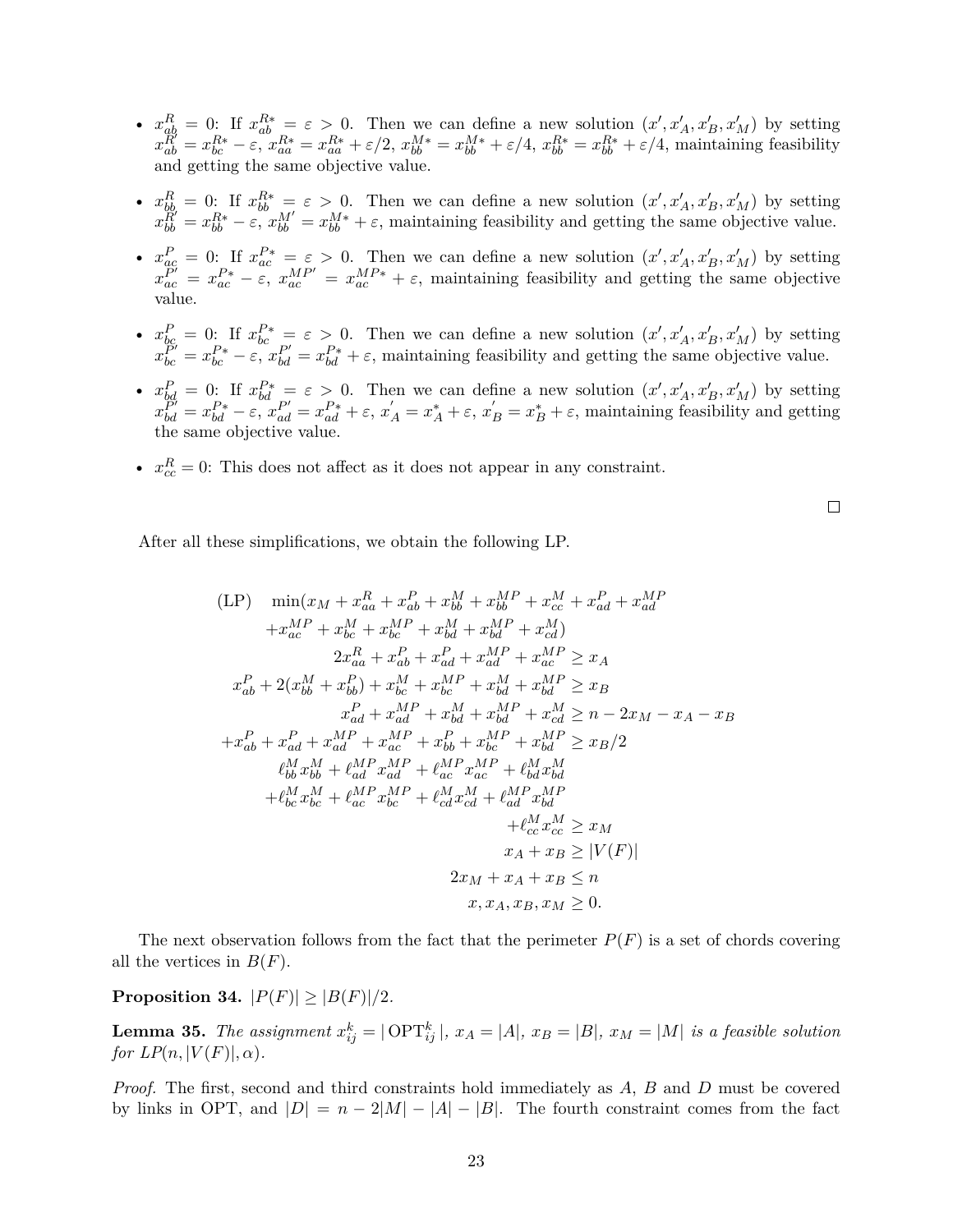- $x^R_{ab} = 0$: If $x^{R*}_{ab} = \varepsilon > 0$. Then we can define a new solution $(x', x'_A, x'_B, x'_M)$ by setting $x^{R'}_{ab} = x^{R*}_{bc} - \varepsilon$, $x^{R*}_{aa} = x^{R*}_{aa} + \varepsilon/2$, $x^{M*}_{bb} = x^{M*}_{bb} + \varepsilon/4$, $x^{R*}_{bb} = x^{R*}_{bb} + \varepsilon/4$, maintaining feasibility and getting the same objective value.

- $x^R_{bb} = 0$: If $x^{R*}_{bb} = \varepsilon > 0$. Then we can define a new solution $(x', x'_A, x'_B, x'_M)$ by setting $x^{R'}_{bb} = x^{R*}_{bb} - \varepsilon$, $x^{M'}_{bb} = x^{M*}_{bb} + \varepsilon$, maintaining feasibility and getting the same objective value.

- $x^P_{ac} = 0$: If $x^{P*}_{ac} = \varepsilon > 0$. Then we can define a new solution $(x', x'_A, x'_B, x'_M)$ by setting $x^{P'}_{ac} = x^{P*}_{ac} - \varepsilon$, $x^{MP'}_{ac} = x^{MP*}_{ac} + \varepsilon$, maintaining feasibility and getting the same objective value.

- $x^P_{bc} = 0$: If $x^{P*}_{bc} = \varepsilon > 0$. Then we can define a new solution $(x', x'_A, x'_B, x'_M)$ by setting $x^{P'}_{bc} = x^{P*}_{bc} - \varepsilon$, $x^{P'}_{bd} = x^{P*}_{bd} + \varepsilon$, maintaining feasibility and getting the same objective value.

- $x^P_{bd} = 0$: If $x^{P*}_{bd} = \varepsilon > 0$. Then we can define a new solution $(x', x'_A, x'_B, x'_M)$ by setting $x^{P'}_{bd} = x^{P*}_{bd} - \varepsilon$, $x^{P'}_{ad} = x^{P*}_{ad} + \varepsilon$, $x'_A = x^*_A + \varepsilon$, $x'_B = x^*_B + \varepsilon$, maintaining feasibility and getting the same objective value.

- $x^R_{cc} = 0$: This does not affect as it does not appear in any constraint.

□

After all these simplifications, we obtain the following LP.

$$
\begin{aligned}
\text{(LP)} \quad & \min(x_M + x^R_{aa} + x^P_{ab} + x^M_{bb} + x^{MP}_{bb} + x^M_{cc} + x^P_{ad} + x^{MP}_{ad} \\
& \quad + x^{MP}_{ac} + x^M_{bc} + x^{MP}_{bc} + x^M_{bd} + x^{MP}_{bd} + x^M_{cd}) \\
& 2x^R_{aa} + x^P_{ab} + x^P_{ad} + x^{MP}_{ad} + x^{MP}_{ac} \geq x_A \\
& x^P_{ab} + 2(x^M_{bb} + x^P_{bb}) + x^M_{bc} + x^{MP}_{bc} + x^M_{bd} + x^{MP}_{bd} \geq x_B \\
& x^P_{ad} + x^{MP}_{ad} + x^M_{bd} + x^{MP}_{bd} + x^M_{cd} \geq n - 2x_M - x_A - x_B \\
& + x^P_{ab} + x^P_{ad} + x^{MP}_{ad} + x^{MP}_{ac} + x^P_{bb} + x^{MP}_{bc} + x^{MP}_{bd} \geq x_B/2 \\
& \ell^M_{bb} x^M_{bb} + \ell^{MP}_{ad} x^{MP}_{ad} + \ell^{MP}_{ac} x^{MP}_{ac} + \ell^M_{bd} x^M_{bd} \\
& + \ell^M_{bc} x^M_{bc} + \ell^{MP}_{ac} x^{MP}_{bc} + \ell^M_{cd} x^M_{cd} + \ell^{MP}_{ad} x^{MP}_{bd} \\
& + \ell^M_{cc} x^M_{cc} \geq x_M \\
& x_A + x_B \geq |V(F)| \\
& 2x_M + x_A + x_B \leq n \\
& x, x_A, x_B, x_M \geq 0.
\end{aligned}
$$

The next observation follows from the fact that the perimeter $P(F)$ is a set of chords covering all the vertices in $B(F)$.

**Proposition 34.** $|P(F)| \geq |B(F)|/2$.

**Lemma 35.** *The assignment* $x^k_{ij} = |\operatorname{OPT}^k_{ij}|$, $x_A = |A|$, $x_B = |B|$, $x_M = |M|$ *is a feasible solution for* $LP(n, |V(F)|, \alpha)$.

*Proof.* The first, second and third constraints hold immediately as $A$, $B$ and $D$ must be covered by links in OPT, and $|D| = n - 2|M| - |A| - |B|$. The fourth constraint comes from the fact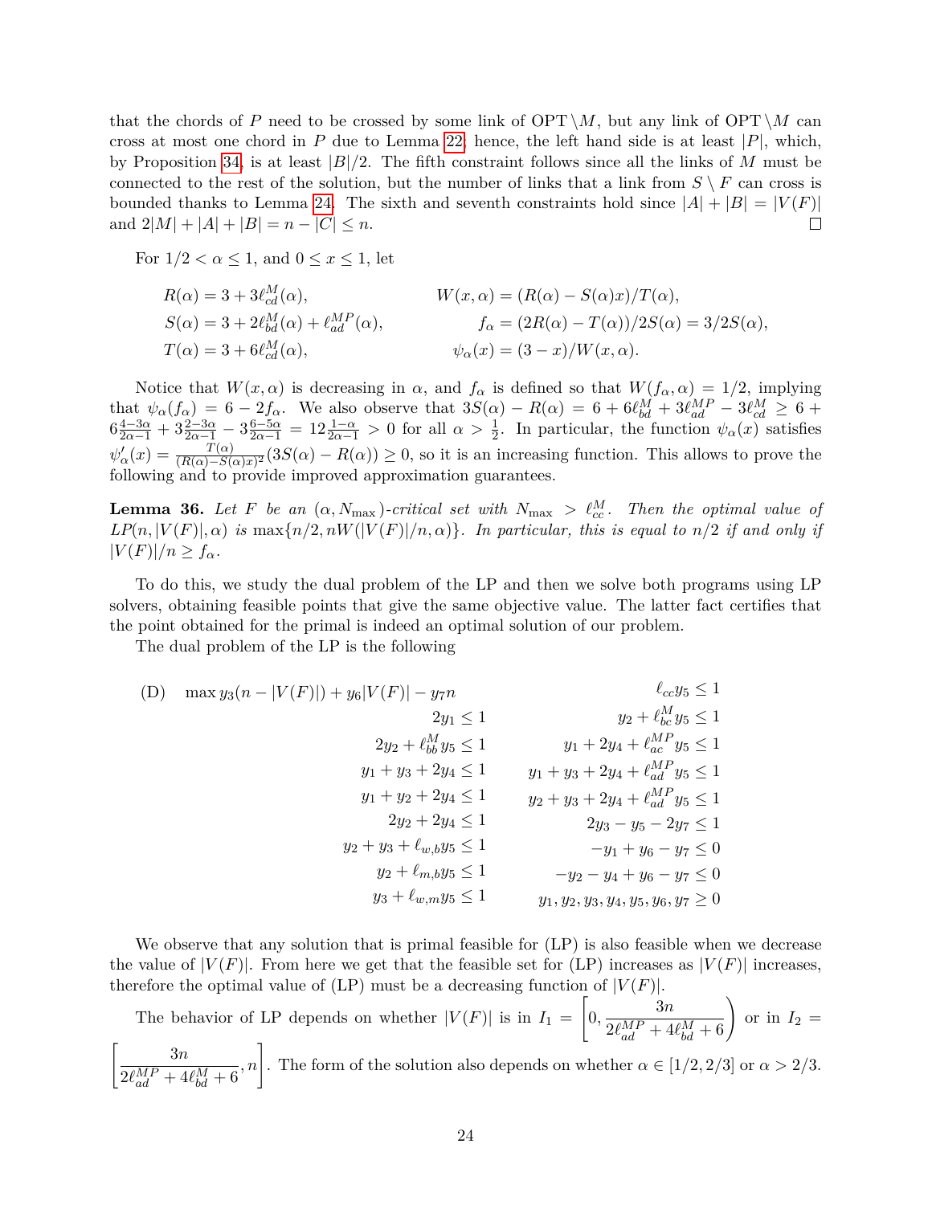that the chords of $P$ need to be crossed by some link of $\mathrm{OPT} \setminus M$, but any link of $\mathrm{OPT} \setminus M$ can cross at most one chord in $P$ due to Lemma 22; hence, the left hand side is at least $|P|$, which, by Proposition 34, is at least $|B|/2$. The fifth constraint follows since all the links of $M$ must be connected to the rest of the solution, but the number of links that a link from $S \setminus F$ can cross is bounded thanks to Lemma 24. The sixth and seventh constraints hold since $|A| + |B| = |V(F)|$ and $2|M| + |A| + |B| = n - |C| \leq n$. $\square$

For $1/2 < \alpha \leq 1$, and $0 \leq x \leq 1$, let

$$R(\alpha) = 3 + 3\ell_{cd}^{M}(\alpha), \qquad W(x,\alpha) = (R(\alpha) - S(\alpha)x)/T(\alpha),$$

$$S(\alpha) = 3 + 2\ell_{bd}^{M}(\alpha) + \ell_{ad}^{MP}(\alpha), \qquad f_\alpha = (2R(\alpha) - T(\alpha))/2S(\alpha) = 3/2S(\alpha),$$

$$T(\alpha) = 3 + 6\ell_{cd}^{M}(\alpha), \qquad \psi_\alpha(x) = (3 - x)/W(x,\alpha).$$

Notice that $W(x,\alpha)$ is decreasing in $\alpha$, and $f_\alpha$ is defined so that $W(f_\alpha, \alpha) = 1/2$, implying that $\psi_\alpha(f_\alpha) = 6 - 2f_\alpha$. We also observe that $3S(\alpha) - R(\alpha) = 6 + 6\ell_{bd}^{M} + 3\ell_{ad}^{MP} - 3\ell_{cd}^{M} \geq 6 + 6\frac{4-3\alpha}{2\alpha-1} + 3\frac{2-3\alpha}{2\alpha-1} - 3\frac{6-5\alpha}{2\alpha-1} = 12\frac{1-\alpha}{2\alpha-1} > 0$ for all $\alpha > \frac{1}{2}$. In particular, the function $\psi_\alpha(x)$ satisfies $\psi'_\alpha(x) = \frac{T(\alpha)}{(R(\alpha)-S(\alpha)x)^2}(3S(\alpha) - R(\alpha)) \geq 0$, so it is an increasing function. This allows to prove the following and to provide improved approximation guarantees.

**Lemma 36.** *Let $F$ be an $(\alpha, N_{\max})$-critical set with $N_{\max} > \ell_{cc}^{M}$. Then the optimal value of $LP(n, |V(F)|, \alpha)$ is $\max\{n/2, nW(|V(F)|/n, \alpha)\}$. In particular, this is equal to $n/2$ if and only if $|V(F)|/n \geq f_\alpha$.*

To do this, we study the dual problem of the LP and then we solve both programs using LP solvers, obtaining feasible points that give the same objective value. The latter fact certifies that the point obtained for the primal is indeed an optimal solution of our problem.

The dual problem of the LP is the following

$$\text{(D)} \quad \max y_3(n - |V(F)|) + y_6|V(F)| - y_7 n$$

$$\begin{aligned}
2y_1 &\leq 1 & \ell_{cc}y_5 &\leq 1\\
2y_2 + \ell_{bb}^{M}y_5 &\leq 1 & y_2 + \ell_{bc}^{M}y_5 &\leq 1\\
y_1 + y_3 + 2y_4 &\leq 1 & y_1 + 2y_4 + \ell_{ac}^{MP}y_5 &\leq 1\\
y_1 + y_2 + 2y_4 &\leq 1 & y_1 + y_3 + 2y_4 + \ell_{ad}^{MP}y_5 &\leq 1\\
2y_2 + 2y_4 &\leq 1 & y_2 + y_3 + 2y_4 + \ell_{ad}^{MP}y_5 &\leq 1\\
y_2 + y_3 + \ell_{w,b}y_5 &\leq 1 & 2y_3 - y_5 - 2y_7 &\leq 1\\
y_2 + \ell_{m,b}y_5 &\leq 1 & -y_1 + y_6 - y_7 &\leq 0\\
y_3 + \ell_{w,m}y_5 &\leq 1 & -y_2 - y_4 + y_6 - y_7 &\leq 0\\
& & y_1, y_2, y_3, y_4, y_5, y_6, y_7 &\geq 0
\end{aligned}$$

We observe that any solution that is primal feasible for (LP) is also feasible when we decrease the value of $|V(F)|$. From here we get that the feasible set for (LP) increases as $|V(F)|$ increases, therefore the optimal value of (LP) must be a decreasing function of $|V(F)|$.

The behavior of LP depends on whether $|V(F)|$ is in $I_1 = \left[0, \dfrac{3n}{2\ell_{ad}^{MP} + 4\ell_{bd}^{M} + 6}\right)$ or in $I_2 = \left[\dfrac{3n}{2\ell_{ad}^{MP} + 4\ell_{bd}^{M} + 6}, n\right]$. The form of the solution also depends on whether $\alpha \in [1/2, 2/3]$ or $\alpha > 2/3$.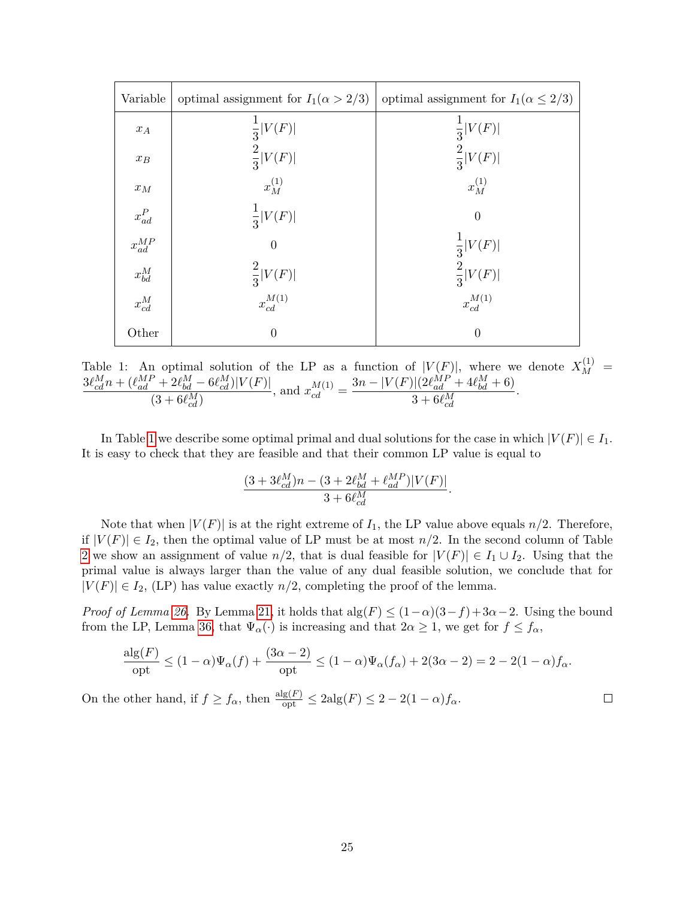| Variable | optimal assignment for $I_1(\alpha > 2/3)$ | optimal assignment for $I_1(\alpha \leq 2/3)$ |
|---|---|---|
| $x_A$ | $\frac{1}{3}\lvert V(F)\rvert$ | $\frac{1}{3}\lvert V(F)\rvert$ |
| $x_B$ | $\frac{2}{3}\lvert V(F)\rvert$ | $\frac{2}{3}\lvert V(F)\rvert$ |
| $x_M$ | $x_M^{(1)}$ | $x_M^{(1)}$ |
| $x_{ad}^P$ | $\frac{1}{3}\lvert V(F)\rvert$ | $0$ |
| $x_{ad}^{MP}$ | $0$ | $\frac{1}{3}\lvert V(F)\rvert$ |
| $x_{bd}^M$ | $\frac{2}{3}\lvert V(F)\rvert$ | $\frac{2}{3}\lvert V(F)\rvert$ |
| $x_{cd}^M$ | $x_{cd}^{M(1)}$ | $x_{cd}^{M(1)}$ |
| Other | $0$ | $0$ |

Table 1: An optimal solution of the LP as a function of $|V(F)|$, where we denote $X_M^{(1)} = \dfrac{3\ell_{cd}^M n + (\ell_{ad}^{MP} + 2\ell_{bd}^M - 6\ell_{cd}^M)|V(F)|}{(3 + 6\ell_{cd}^M)}$, and $x_{cd}^{M(1)} = \dfrac{3n - |V(F)|(2\ell_{ad}^{MP} + 4\ell_{bd}^M + 6)}{3 + 6\ell_{cd}^M}$.

In Table 1 we describe some optimal primal and dual solutions for the case in which $|V(F)| \in I_1$. It is easy to check that they are feasible and that their common LP value is equal to

$$\frac{(3 + 3\ell_{cd}^M)n - (3 + 2\ell_{bd}^M + \ell_{ad}^{MP})|V(F)|}{3 + 6\ell_{cd}^M}.$$

Note that when $|V(F)|$ is at the right extreme of $I_1$, the LP value above equals $n/2$. Therefore, if $|V(F)| \in I_2$, then the optimal value of LP must be at most $n/2$. In the second column of Table 2 we show an assignment of value $n/2$, that is dual feasible for $|V(F)| \in I_1 \cup I_2$. Using that the primal value is always larger than the value of any dual feasible solution, we conclude that for $|V(F)| \in I_2$, (LP) has value exactly $n/2$, completing the proof of the lemma.

*Proof of Lemma 26.* By Lemma 21, it holds that $\text{alg}(F) \leq (1-\alpha)(3-f)+3\alpha-2$. Using the bound from the LP, Lemma 36, that $\Psi_\alpha(\cdot)$ is increasing and that $2\alpha \geq 1$, we get for $f \leq f_\alpha$,

$$\frac{\text{alg}(F)}{\text{opt}} \leq (1-\alpha)\Psi_\alpha(f) + \frac{(3\alpha - 2)}{\text{opt}} \leq (1-\alpha)\Psi_\alpha(f_\alpha) + 2(3\alpha - 2) = 2 - 2(1-\alpha)f_\alpha.$$

On the other hand, if $f \geq f_\alpha$, then $\frac{\text{alg}(F)}{\text{opt}} \leq 2\text{alg}(F) \leq 2 - 2(1-\alpha)f_\alpha$. $\square$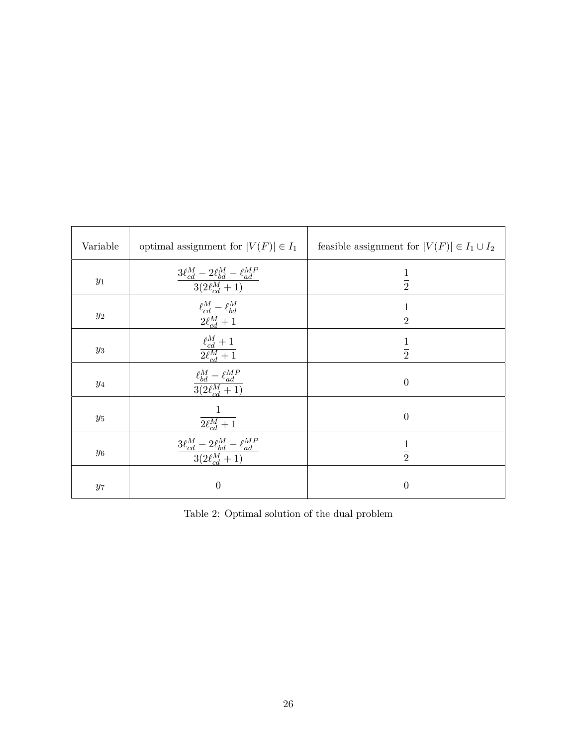| Variable | optimal assignment for $\|V(F)\| \in I_1$ | feasible assignment for $\|V(F)\| \in I_1 \cup I_2$ |
|---|---|---|
| $y_1$ | $\dfrac{3\ell_{cd}^M - 2\ell_{bd}^M - \ell_{ad}^{MP}}{3(2\ell_{cd}^M + 1)}$ | $\dfrac{1}{2}$ |
| $y_2$ | $\dfrac{\ell_{cd}^M - \ell_{bd}^M}{2\ell_{cd}^M + 1}$ | $\dfrac{1}{2}$ |
| $y_3$ | $\dfrac{\ell_{cd}^M + 1}{2\ell_{cd}^M + 1}$ | $\dfrac{1}{2}$ |
| $y_4$ | $\dfrac{\ell_{bd}^M - \ell_{ad}^{MP}}{3(2\ell_{cd}^M + 1)}$ | $0$ |
| $y_5$ | $\dfrac{1}{2\ell_{cd}^M + 1}$ | $0$ |
| $y_6$ | $\dfrac{3\ell_{cd}^M - 2\ell_{bd}^M - \ell_{ad}^{MP}}{3(2\ell_{cd}^M + 1)}$ | $\dfrac{1}{2}$ |
| $y_7$ | $0$ | $0$ |

Table 2: Optimal solution of the dual problem